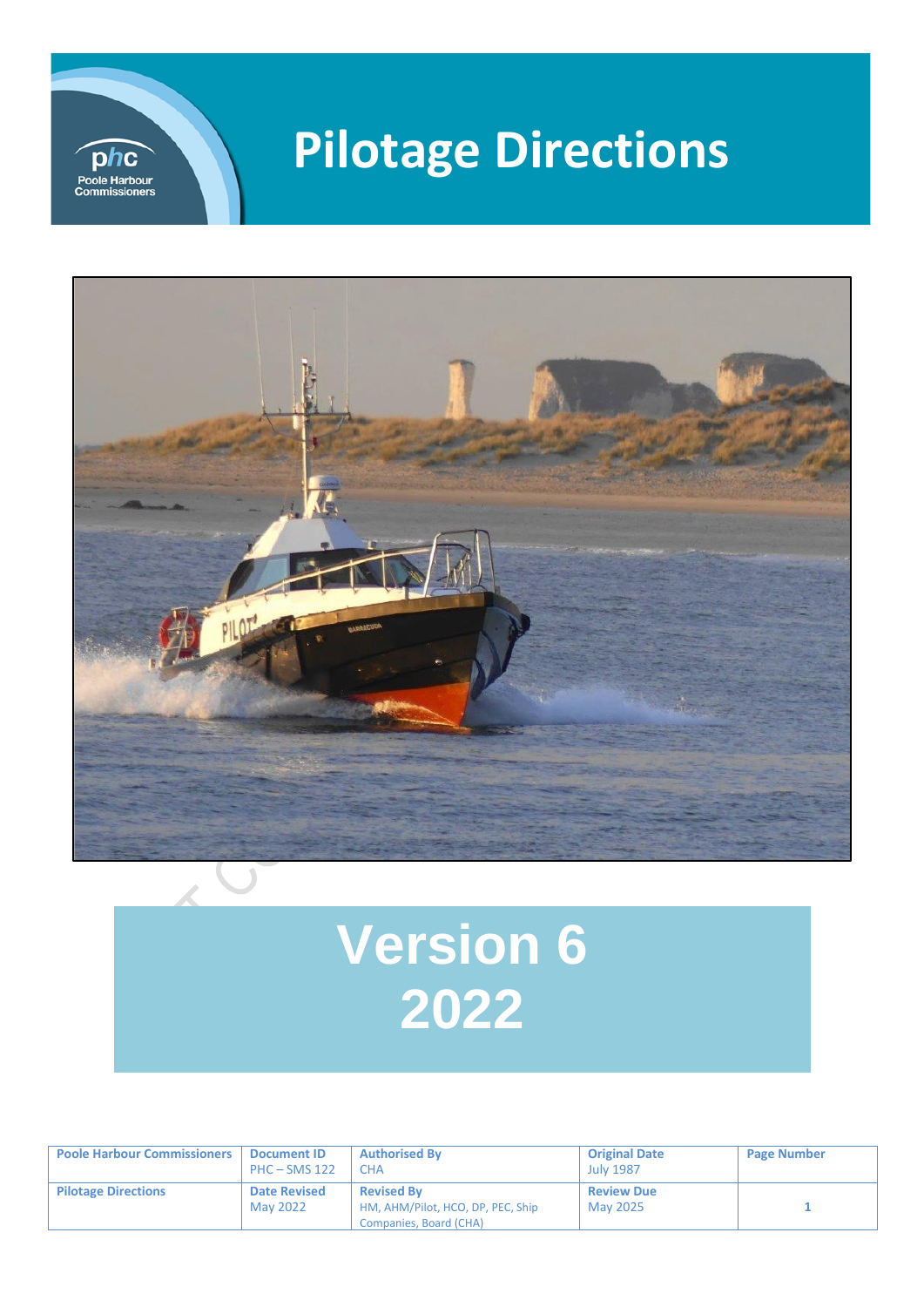phc
Poole Harbour Commissioners

# Pilotage Directions

# Version 6
# 2022

| Poole Harbour Commissioners | Document ID<br>PHC – SMS 122 | Authorised By<br>CHA | Original Date<br>July 1987 | Page Number |
| --- | --- | --- | --- | --- |
| Pilotage Directions | Date Revised<br>May 2022 | Revised By<br>HM, AHM/Pilot, HCO, DP, PEC, Ship Companies, Board (CHA) | Review Due<br>May 2025 | 1 |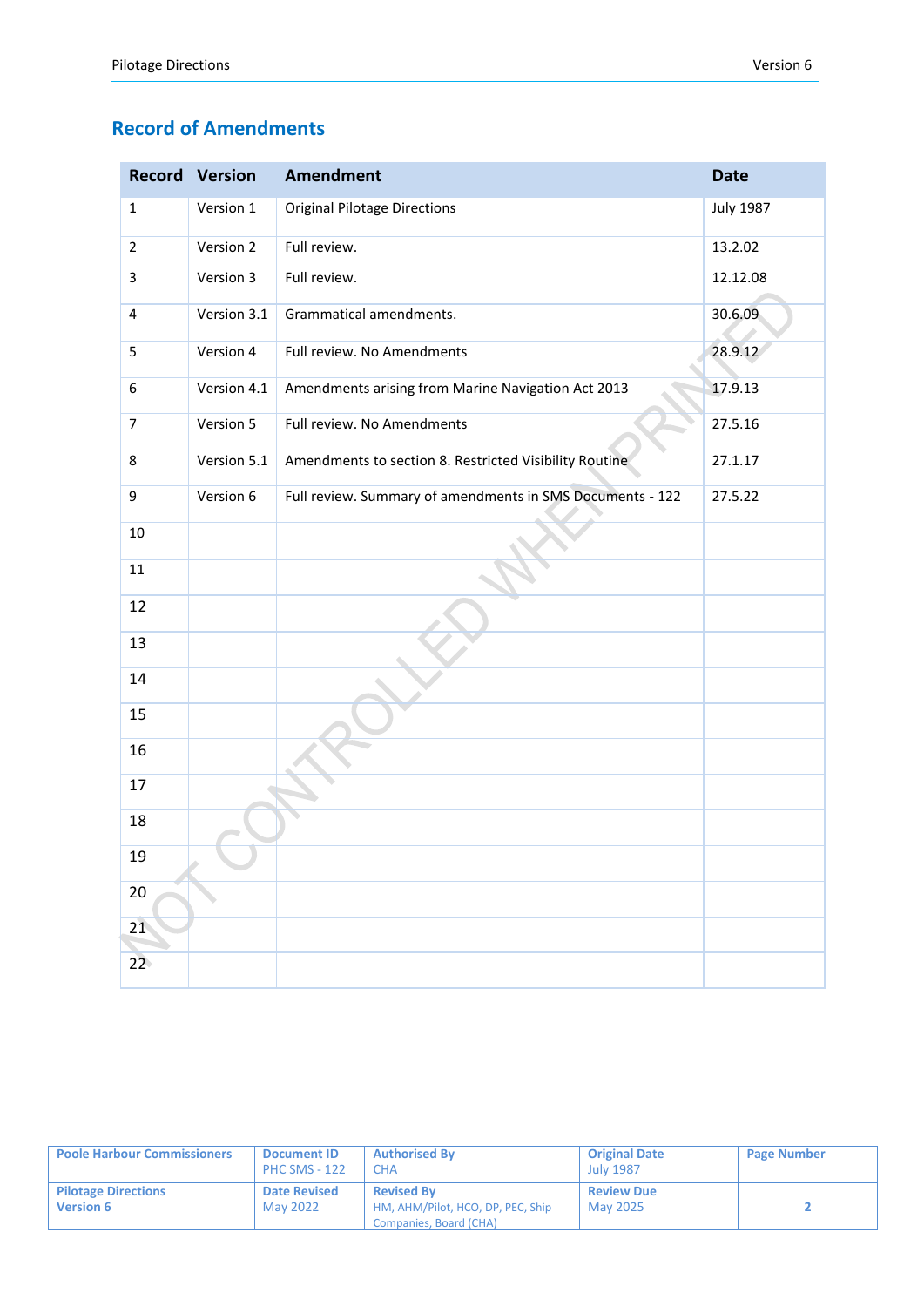## Record of Amendments

| Record | Version | Amendment | Date |
|---|---|---|---|
| 1 | Version 1 | Original Pilotage Directions | July 1987 |
| 2 | Version 2 | Full review. | 13.2.02 |
| 3 | Version 3 | Full review. | 12.12.08 |
| 4 | Version 3.1 | Grammatical amendments. | 30.6.09 |
| 5 | Version 4 | Full review. No Amendments | 28.9.12 |
| 6 | Version 4.1 | Amendments arising from Marine Navigation Act 2013 | 17.9.13 |
| 7 | Version 5 | Full review. No Amendments | 27.5.16 |
| 8 | Version 5.1 | Amendments to section 8. Restricted Visibility Routine | 27.1.17 |
| 9 | Version 6 | Full review. Summary of amendments in SMS Documents - 122 | 27.5.22 |
| 10 | | | |
| 11 | | | |
| 12 | | | |
| 13 | | | |
| 14 | | | |
| 15 | | | |
| 16 | | | |
| 17 | | | |
| 18 | | | |
| 19 | | | |
| 20 | | | |
| 21 | | | |
| 22 | | | |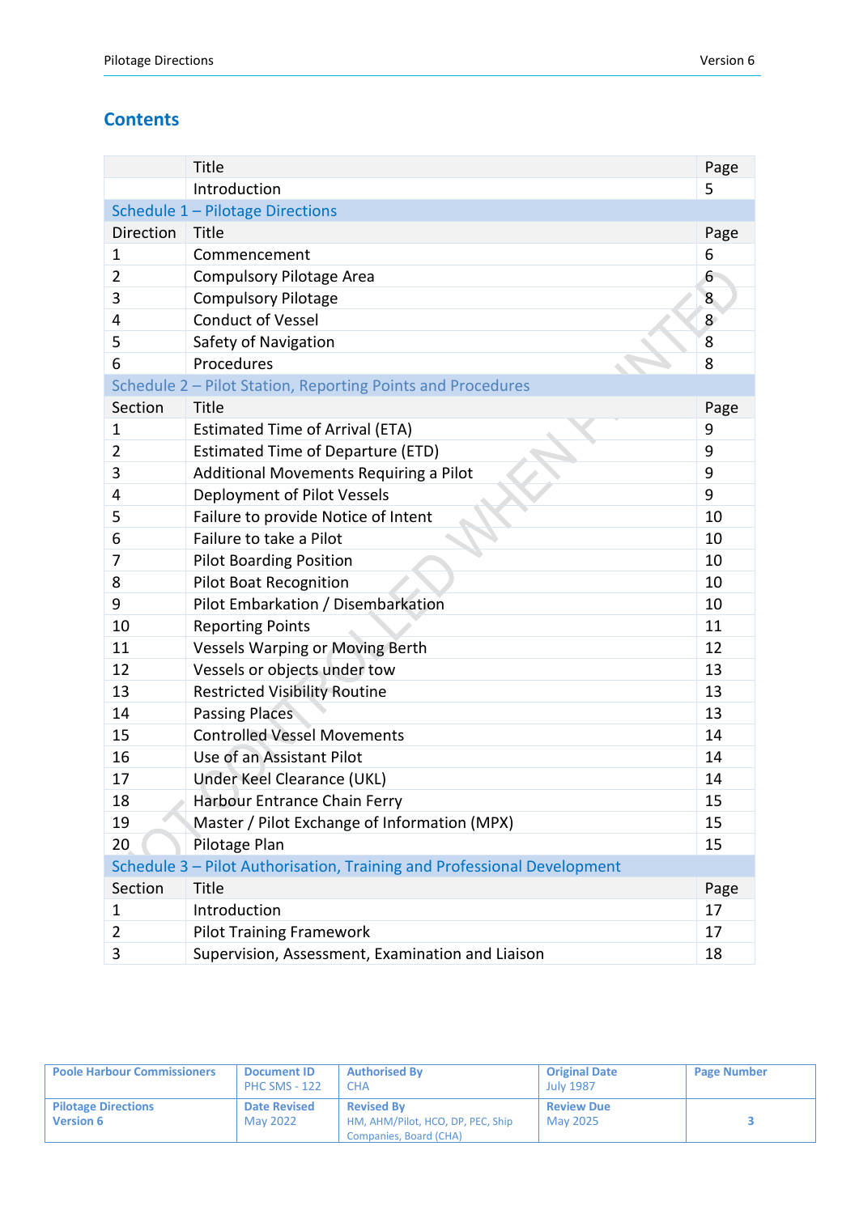## Contents

| | Title | Page |
|---|---|---|
| | Introduction | 5 |
| Schedule 1 – Pilotage Directions | | |
| Direction | Title | Page |
| 1 | Commencement | 6 |
| 2 | Compulsory Pilotage Area | 6 |
| 3 | Compulsory Pilotage | 8 |
| 4 | Conduct of Vessel | 8 |
| 5 | Safety of Navigation | 8 |
| 6 | Procedures | 8 |
| Schedule 2 – Pilot Station, Reporting Points and Procedures | | |
| Section | Title | Page |
| 1 | Estimated Time of Arrival (ETA) | 9 |
| 2 | Estimated Time of Departure (ETD) | 9 |
| 3 | Additional Movements Requiring a Pilot | 9 |
| 4 | Deployment of Pilot Vessels | 9 |
| 5 | Failure to provide Notice of Intent | 10 |
| 6 | Failure to take a Pilot | 10 |
| 7 | Pilot Boarding Position | 10 |
| 8 | Pilot Boat Recognition | 10 |
| 9 | Pilot Embarkation / Disembarkation | 10 |
| 10 | Reporting Points | 11 |
| 11 | Vessels Warping or Moving Berth | 12 |
| 12 | Vessels or objects under tow | 13 |
| 13 | Restricted Visibility Routine | 13 |
| 14 | Passing Places | 13 |
| 15 | Controlled Vessel Movements | 14 |
| 16 | Use of an Assistant Pilot | 14 |
| 17 | Under Keel Clearance (UKL) | 14 |
| 18 | Harbour Entrance Chain Ferry | 15 |
| 19 | Master / Pilot Exchange of Information (MPX) | 15 |
| 20 | Pilotage Plan | 15 |
| Schedule 3 – Pilot Authorisation, Training and Professional Development | | |
| Section | Title | Page |
| 1 | Introduction | 17 |
| 2 | Pilot Training Framework | 17 |
| 3 | Supervision, Assessment, Examination and Liaison | 18 |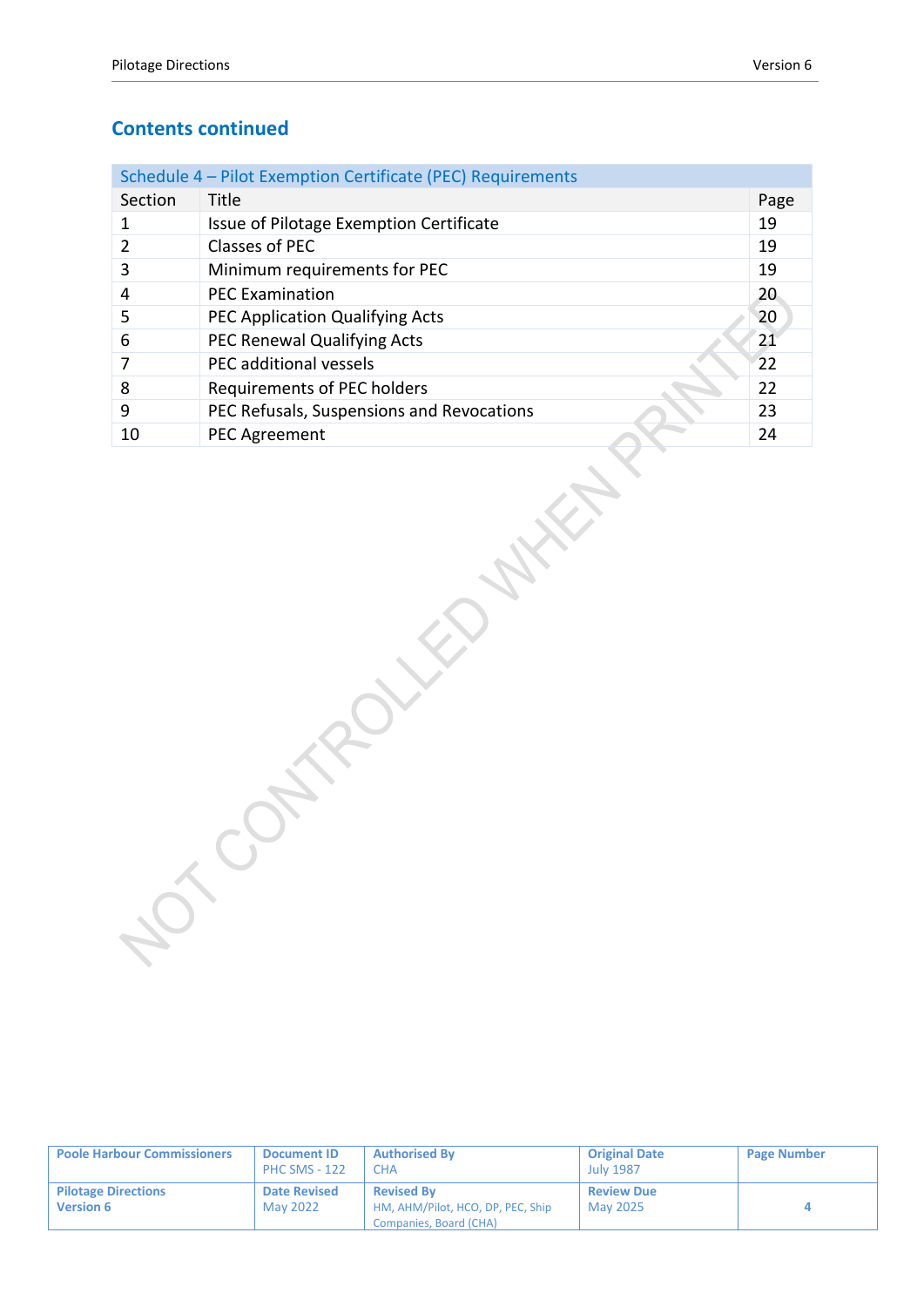## Contents continued

| Schedule 4 – Pilot Exemption Certificate (PEC) Requirements | | |
|---|---|---|
| Section | Title | Page |
| 1 | Issue of Pilotage Exemption Certificate | 19 |
| 2 | Classes of PEC | 19 |
| 3 | Minimum requirements for PEC | 19 |
| 4 | PEC Examination | 20 |
| 5 | PEC Application Qualifying Acts | 20 |
| 6 | PEC Renewal Qualifying Acts | 21 |
| 7 | PEC additional vessels | 22 |
| 8 | Requirements of PEC holders | 22 |
| 9 | PEC Refusals, Suspensions and Revocations | 23 |
| 10 | PEC Agreement | 24 |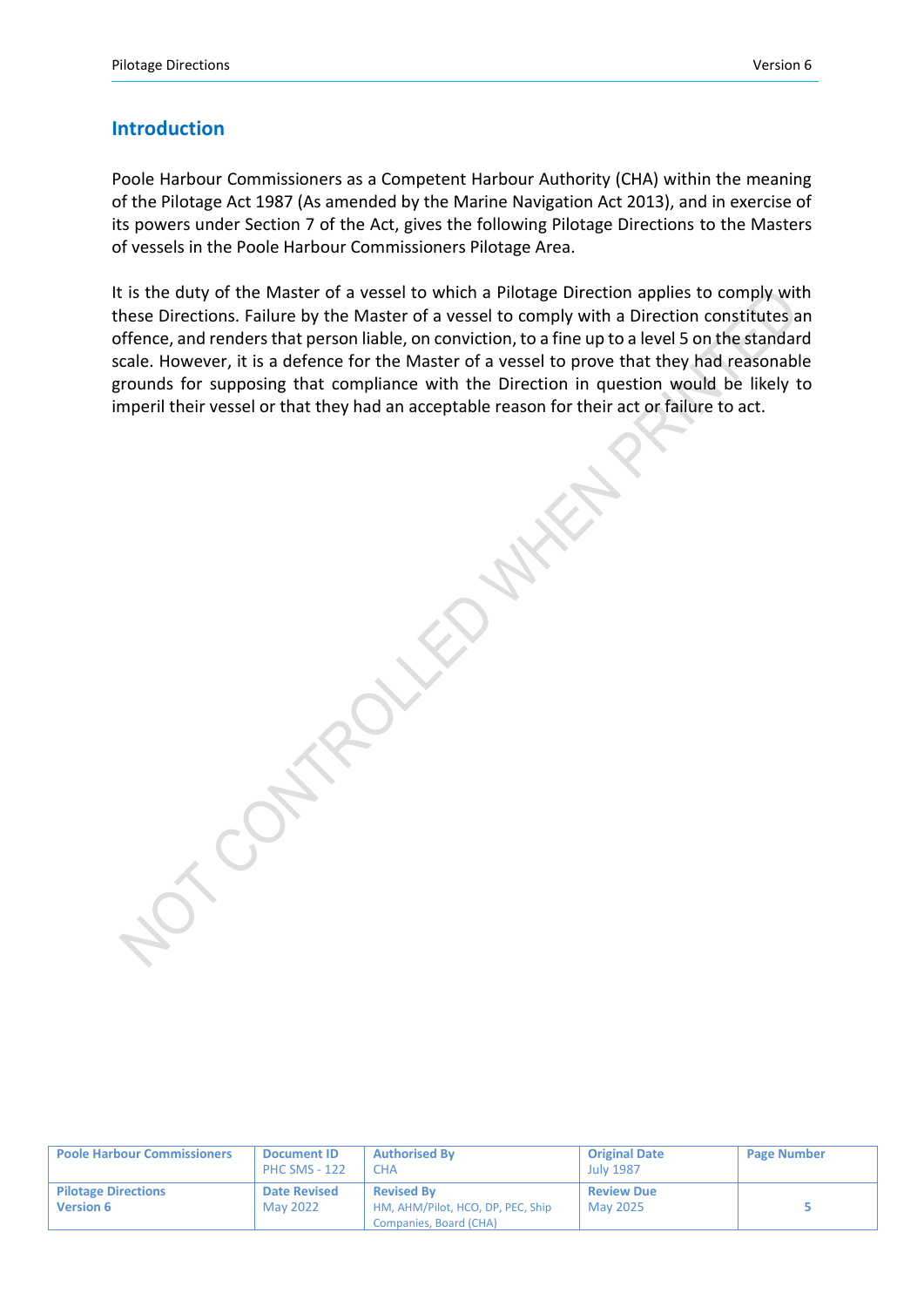## Introduction

Poole Harbour Commissioners as a Competent Harbour Authority (CHA) within the meaning of the Pilotage Act 1987 (As amended by the Marine Navigation Act 2013), and in exercise of its powers under Section 7 of the Act, gives the following Pilotage Directions to the Masters of vessels in the Poole Harbour Commissioners Pilotage Area.

It is the duty of the Master of a vessel to which a Pilotage Direction applies to comply with these Directions. Failure by the Master of a vessel to comply with a Direction constitutes an offence, and renders that person liable, on conviction, to a fine up to a level 5 on the standard scale. However, it is a defence for the Master of a vessel to prove that they had reasonable grounds for supposing that compliance with the Direction in question would be likely to imperil their vessel or that they had an acceptable reason for their act or failure to act.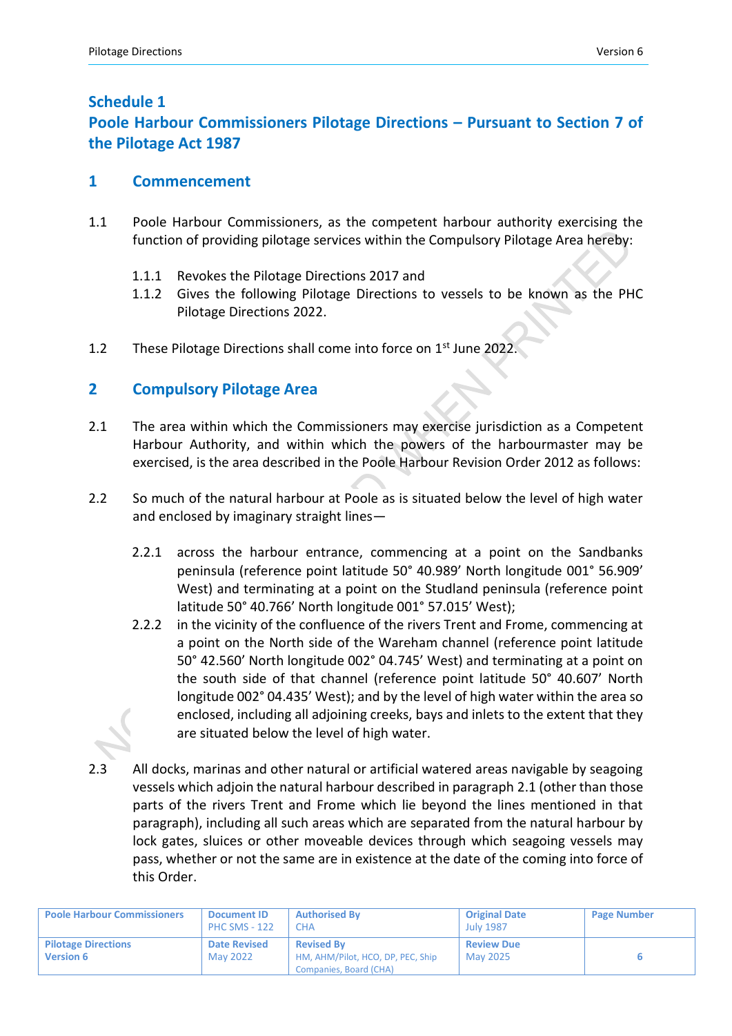## Schedule 1
## Poole Harbour Commissioners Pilotage Directions – Pursuant to Section 7 of the Pilotage Act 1987

### 1 Commencement

1.1 Poole Harbour Commissioners, as the competent harbour authority exercising the function of providing pilotage services within the Compulsory Pilotage Area hereby:

- 1.1.1 Revokes the Pilotage Directions 2017 and
- 1.1.2 Gives the following Pilotage Directions to vessels to be known as the PHC Pilotage Directions 2022.

1.2 These Pilotage Directions shall come into force on 1st June 2022.

### 2 Compulsory Pilotage Area

2.1 The area within which the Commissioners may exercise jurisdiction as a Competent Harbour Authority, and within which the powers of the harbourmaster may be exercised, is the area described in the Poole Harbour Revision Order 2012 as follows:

2.2 So much of the natural harbour at Poole as is situated below the level of high water and enclosed by imaginary straight lines—

- 2.2.1 across the harbour entrance, commencing at a point on the Sandbanks peninsula (reference point latitude 50° 40.989' North longitude 001° 56.909' West) and terminating at a point on the Studland peninsula (reference point latitude 50° 40.766' North longitude 001° 57.015' West);
- 2.2.2 in the vicinity of the confluence of the rivers Trent and Frome, commencing at a point on the North side of the Wareham channel (reference point latitude 50° 42.560' North longitude 002° 04.745' West) and terminating at a point on the south side of that channel (reference point latitude 50° 40.607' North longitude 002° 04.435' West); and by the level of high water within the area so enclosed, including all adjoining creeks, bays and inlets to the extent that they are situated below the level of high water.

2.3 All docks, marinas and other natural or artificial watered areas navigable by seagoing vessels which adjoin the natural harbour described in paragraph 2.1 (other than those parts of the rivers Trent and Frome which lie beyond the lines mentioned in that paragraph), including all such areas which are separated from the natural harbour by lock gates, sluices or other moveable devices through which seagoing vessels may pass, whether or not the same are in existence at the date of the coming into force of this Order.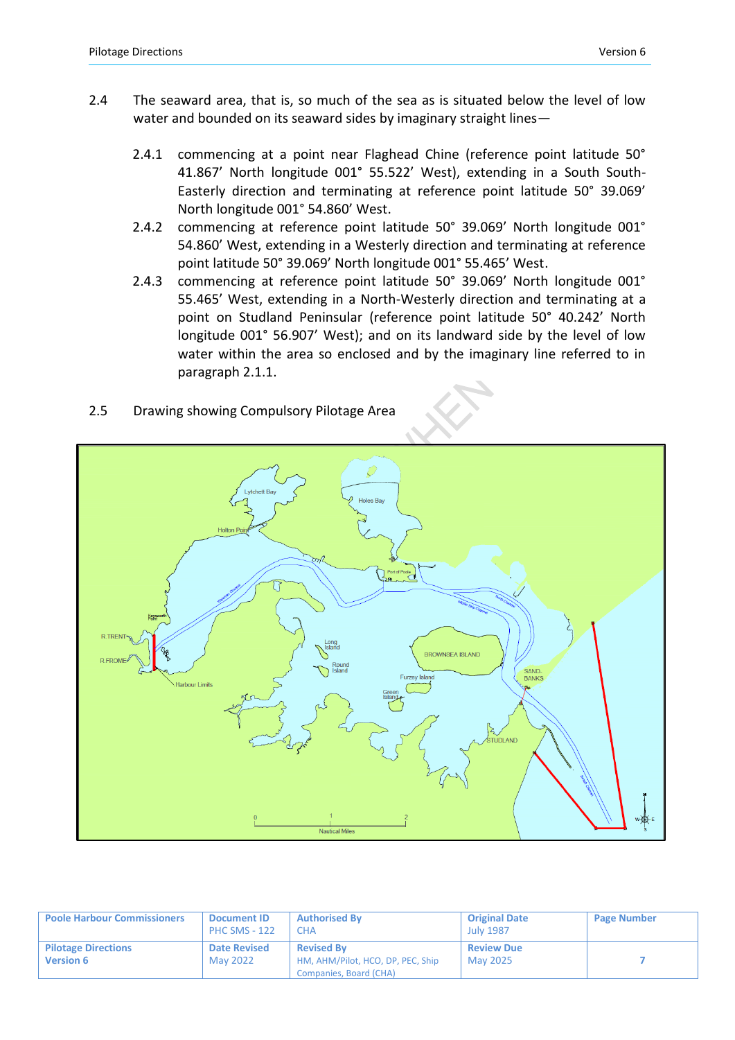2.4 The seaward area, that is, so much of the sea as is situated below the level of low water and bounded on its seaward sides by imaginary straight lines—

2.4.1 commencing at a point near Flaghead Chine (reference point latitude 50° 41.867' North longitude 001° 55.522' West), extending in a South South-Easterly direction and terminating at reference point latitude 50° 39.069' North longitude 001° 54.860' West.

2.4.2 commencing at reference point latitude 50° 39.069' North longitude 001° 54.860' West, extending in a Westerly direction and terminating at reference point latitude 50° 39.069' North longitude 001° 55.465' West.

2.4.3 commencing at reference point latitude 50° 39.069' North longitude 001° 55.465' West, extending in a North-Westerly direction and terminating at a point on Studland Peninsular (reference point latitude 50° 40.242' North longitude 001° 56.907' West); and on its landward side by the level of low water within the area so enclosed and by the imaginary line referred to in paragraph 2.1.1.

2.5 Drawing showing Compulsory Pilotage Area

| Poole Harbour Commissioners | Document ID PHC SMS - 122 | Authorised By CHA | Original Date July 1987 | Page Number |
|---|---|---|---|---|
| Pilotage Directions Version 6 | Date Revised May 2022 | Revised By HM, AHM/Pilot, HCO, DP, PEC, Ship Companies, Board (CHA) | Review Due May 2025 | 7 |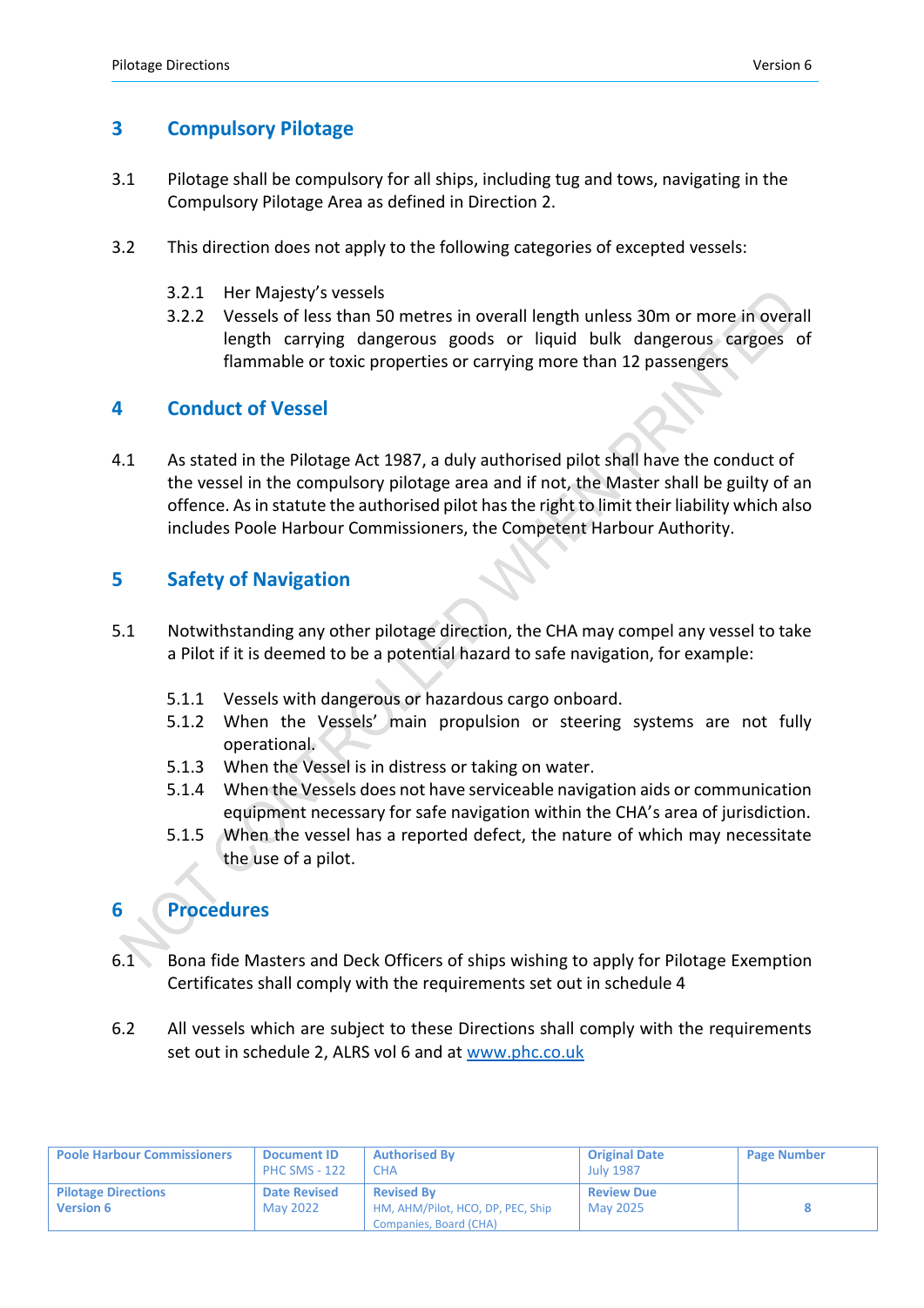## 3 Compulsory Pilotage

3.1 Pilotage shall be compulsory for all ships, including tug and tows, navigating in the Compulsory Pilotage Area as defined in Direction 2.

3.2 This direction does not apply to the following categories of excepted vessels:

- 3.2.1 Her Majesty's vessels
- 3.2.2 Vessels of less than 50 metres in overall length unless 30m or more in overall length carrying dangerous goods or liquid bulk dangerous cargoes of flammable or toxic properties or carrying more than 12 passengers

## 4 Conduct of Vessel

4.1 As stated in the Pilotage Act 1987, a duly authorised pilot shall have the conduct of the vessel in the compulsory pilotage area and if not, the Master shall be guilty of an offence. As in statute the authorised pilot has the right to limit their liability which also includes Poole Harbour Commissioners, the Competent Harbour Authority.

## 5 Safety of Navigation

5.1 Notwithstanding any other pilotage direction, the CHA may compel any vessel to take a Pilot if it is deemed to be a potential hazard to safe navigation, for example:

- 5.1.1 Vessels with dangerous or hazardous cargo onboard.
- 5.1.2 When the Vessels' main propulsion or steering systems are not fully operational.
- 5.1.3 When the Vessel is in distress or taking on water.
- 5.1.4 When the Vessels does not have serviceable navigation aids or communication equipment necessary for safe navigation within the CHA's area of jurisdiction.
- 5.1.5 When the vessel has a reported defect, the nature of which may necessitate the use of a pilot.

## 6 Procedures

6.1 Bona fide Masters and Deck Officers of ships wishing to apply for Pilotage Exemption Certificates shall comply with the requirements set out in schedule 4

6.2 All vessels which are subject to these Directions shall comply with the requirements set out in schedule 2, ALRS vol 6 and at [www.phc.co.uk](www.phc.co.uk)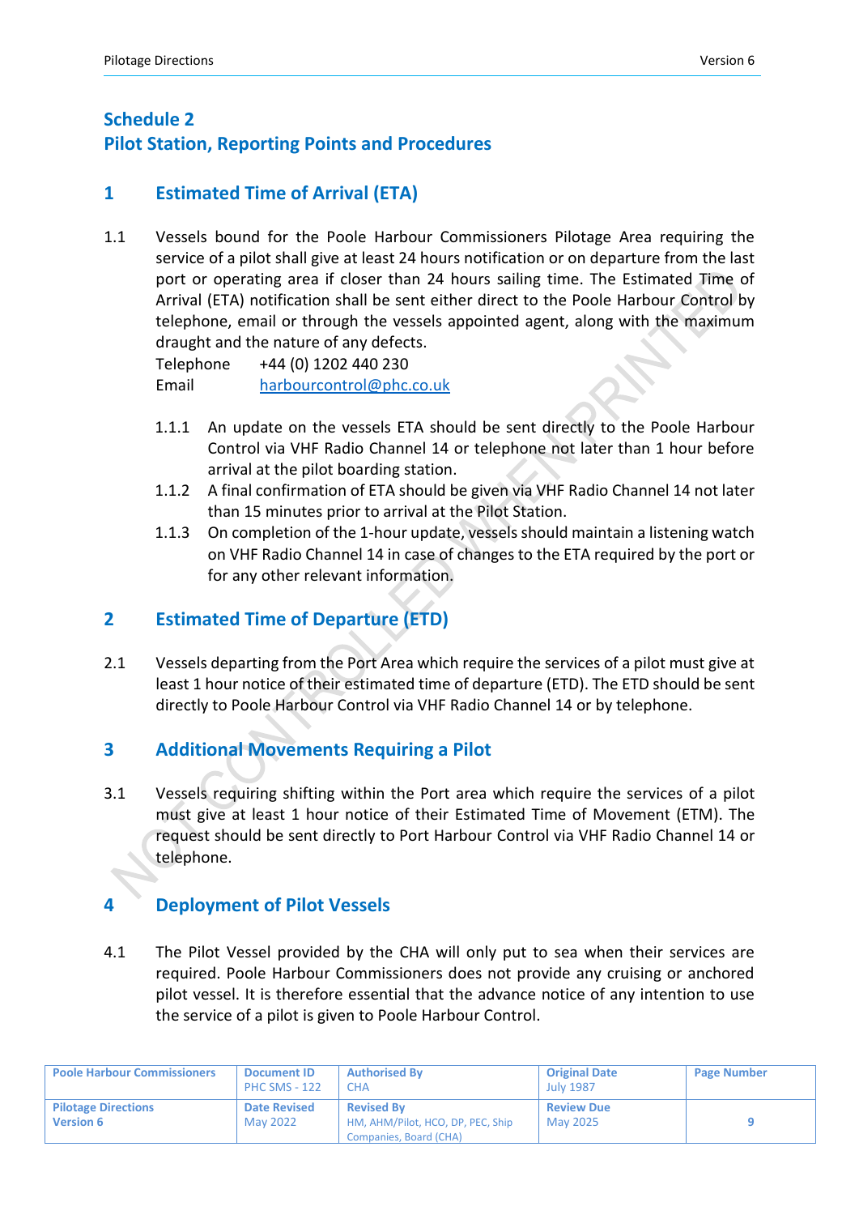# Schedule 2
# Pilot Station, Reporting Points and Procedures

## 1 Estimated Time of Arrival (ETA)

1.1 Vessels bound for the Poole Harbour Commissioners Pilotage Area requiring the service of a pilot shall give at least 24 hours notification or on departure from the last port or operating area if closer than 24 hours sailing time. The Estimated Time of Arrival (ETA) notification shall be sent either direct to the Poole Harbour Control by telephone, email or through the vessels appointed agent, along with the maximum draught and the nature of any defects.

Telephone +44 (0) 1202 440 230
Email harbourcontrol@phc.co.uk

1.1.1 An update on the vessels ETA should be sent directly to the Poole Harbour Control via VHF Radio Channel 14 or telephone not later than 1 hour before arrival at the pilot boarding station.

1.1.2 A final confirmation of ETA should be given via VHF Radio Channel 14 not later than 15 minutes prior to arrival at the Pilot Station.

1.1.3 On completion of the 1-hour update, vessels should maintain a listening watch on VHF Radio Channel 14 in case of changes to the ETA required by the port or for any other relevant information.

## 2 Estimated Time of Departure (ETD)

2.1 Vessels departing from the Port Area which require the services of a pilot must give at least 1 hour notice of their estimated time of departure (ETD). The ETD should be sent directly to Poole Harbour Control via VHF Radio Channel 14 or by telephone.

## 3 Additional Movements Requiring a Pilot

3.1 Vessels requiring shifting within the Port area which require the services of a pilot must give at least 1 hour notice of their Estimated Time of Movement (ETM). The request should be sent directly to Port Harbour Control via VHF Radio Channel 14 or telephone.

## 4 Deployment of Pilot Vessels

4.1 The Pilot Vessel provided by the CHA will only put to sea when their services are required. Poole Harbour Commissioners does not provide any cruising or anchored pilot vessel. It is therefore essential that the advance notice of any intention to use the service of a pilot is given to Poole Harbour Control.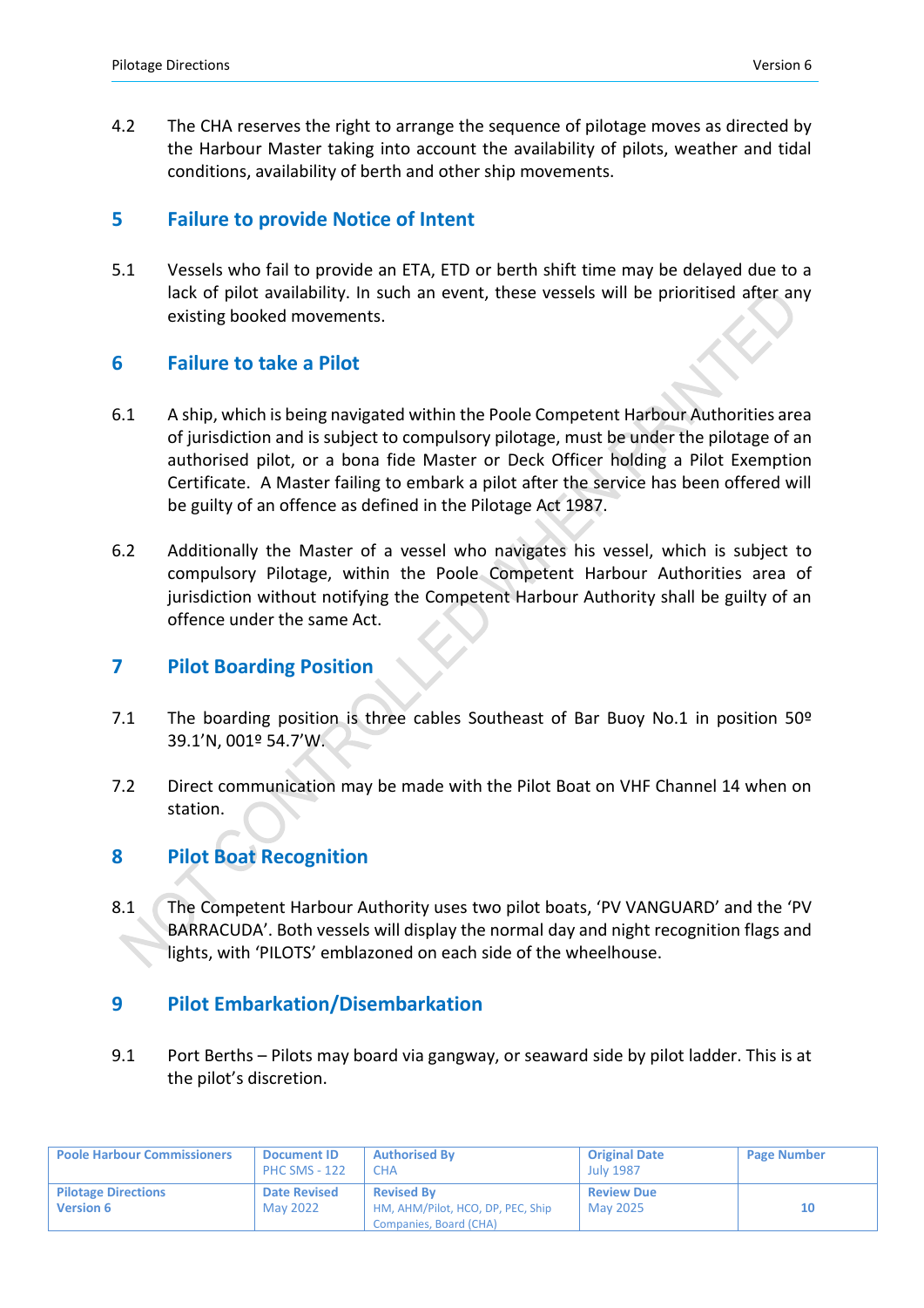4.2 The CHA reserves the right to arrange the sequence of pilotage moves as directed by the Harbour Master taking into account the availability of pilots, weather and tidal conditions, availability of berth and other ship movements.

## 5 Failure to provide Notice of Intent

5.1 Vessels who fail to provide an ETA, ETD or berth shift time may be delayed due to a lack of pilot availability. In such an event, these vessels will be prioritised after any existing booked movements.

## 6 Failure to take a Pilot

6.1 A ship, which is being navigated within the Poole Competent Harbour Authorities area of jurisdiction and is subject to compulsory pilotage, must be under the pilotage of an authorised pilot, or a bona fide Master or Deck Officer holding a Pilot Exemption Certificate. A Master failing to embark a pilot after the service has been offered will be guilty of an offence as defined in the Pilotage Act 1987.

6.2 Additionally the Master of a vessel who navigates his vessel, which is subject to compulsory Pilotage, within the Poole Competent Harbour Authorities area of jurisdiction without notifying the Competent Harbour Authority shall be guilty of an offence under the same Act.

## 7 Pilot Boarding Position

7.1 The boarding position is three cables Southeast of Bar Buoy No.1 in position 50º 39.1'N, 001º 54.7'W.

7.2 Direct communication may be made with the Pilot Boat on VHF Channel 14 when on station.

## 8 Pilot Boat Recognition

8.1 The Competent Harbour Authority uses two pilot boats, 'PV VANGUARD' and the 'PV BARRACUDA'. Both vessels will display the normal day and night recognition flags and lights, with 'PILOTS' emblazoned on each side of the wheelhouse.

## 9 Pilot Embarkation/Disembarkation

9.1 Port Berths – Pilots may board via gangway, or seaward side by pilot ladder. This is at the pilot's discretion.

| Poole Harbour Commissioners | Document ID<br>PHC SMS - 122 | Authorised By<br>CHA | Original Date<br>July 1987 | Page Number |
|---|---|---|---|---|
| Pilotage Directions<br>Version 6 | Date Revised<br>May 2022 | Revised By<br>HM, AHM/Pilot, HCO, DP, PEC, Ship Companies, Board (CHA) | Review Due<br>May 2025 | 10 |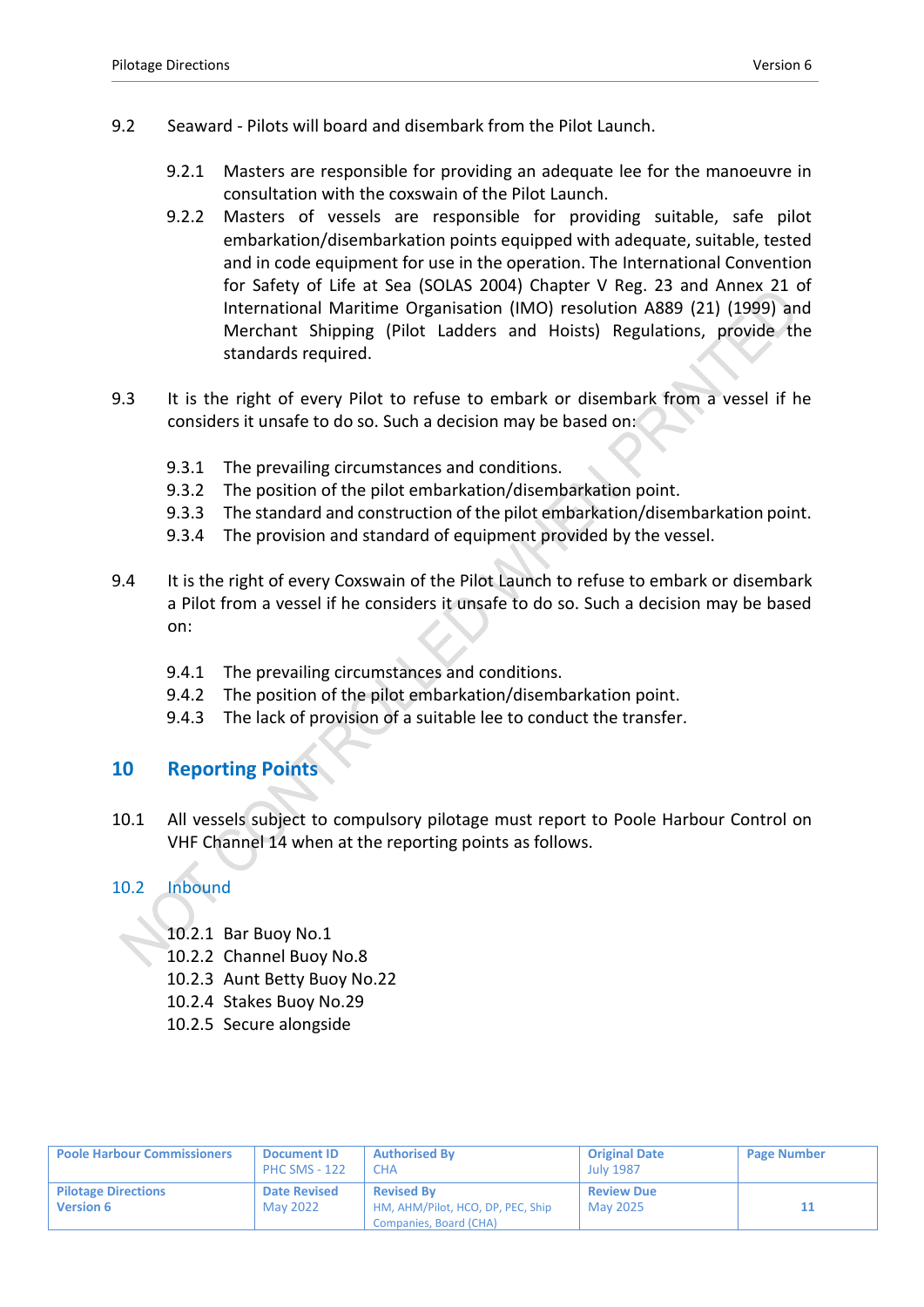9.2 Seaward - Pilots will board and disembark from the Pilot Launch.

- 9.2.1 Masters are responsible for providing an adequate lee for the manoeuvre in consultation with the coxswain of the Pilot Launch.
- 9.2.2 Masters of vessels are responsible for providing suitable, safe pilot embarkation/disembarkation points equipped with adequate, suitable, tested and in code equipment for use in the operation. The International Convention for Safety of Life at Sea (SOLAS 2004) Chapter V Reg. 23 and Annex 21 of International Maritime Organisation (IMO) resolution A889 (21) (1999) and Merchant Shipping (Pilot Ladders and Hoists) Regulations, provide the standards required.

9.3 It is the right of every Pilot to refuse to embark or disembark from a vessel if he considers it unsafe to do so. Such a decision may be based on:

- 9.3.1 The prevailing circumstances and conditions.
- 9.3.2 The position of the pilot embarkation/disembarkation point.
- 9.3.3 The standard and construction of the pilot embarkation/disembarkation point.
- 9.3.4 The provision and standard of equipment provided by the vessel.

9.4 It is the right of every Coxswain of the Pilot Launch to refuse to embark or disembark a Pilot from a vessel if he considers it unsafe to do so. Such a decision may be based on:

- 9.4.1 The prevailing circumstances and conditions.
- 9.4.2 The position of the pilot embarkation/disembarkation point.
- 9.4.3 The lack of provision of a suitable lee to conduct the transfer.

## 10 Reporting Points

10.1 All vessels subject to compulsory pilotage must report to Poole Harbour Control on VHF Channel 14 when at the reporting points as follows.

### 10.2 Inbound

- 10.2.1 Bar Buoy No.1
- 10.2.2 Channel Buoy No.8
- 10.2.3 Aunt Betty Buoy No.22
- 10.2.4 Stakes Buoy No.29
- 10.2.5 Secure alongside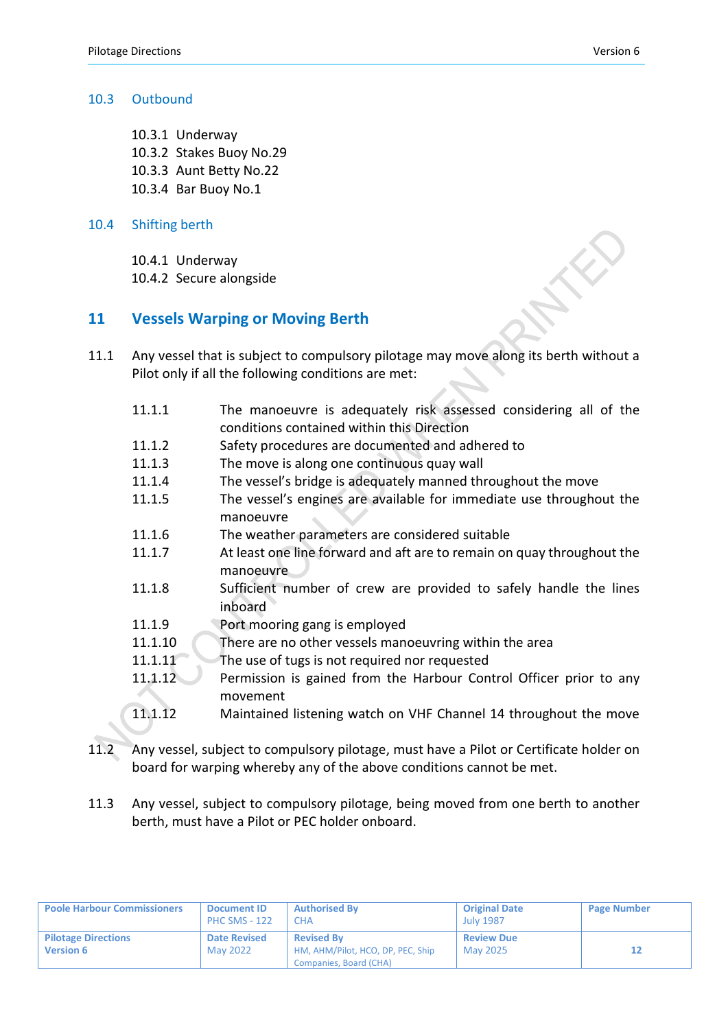### 10.3 Outbound

10.3.1 Underway
10.3.2 Stakes Buoy No.29
10.3.3 Aunt Betty No.22
10.3.4 Bar Buoy No.1

### 10.4 Shifting berth

10.4.1 Underway
10.4.2 Secure alongside

## 11 Vessels Warping or Moving Berth

11.1 Any vessel that is subject to compulsory pilotage may move along its berth without a Pilot only if all the following conditions are met:

- 11.1.1 The manoeuvre is adequately risk assessed considering all of the conditions contained within this Direction
- 11.1.2 Safety procedures are documented and adhered to
- 11.1.3 The move is along one continuous quay wall
- 11.1.4 The vessel's bridge is adequately manned throughout the move
- 11.1.5 The vessel's engines are available for immediate use throughout the manoeuvre
- 11.1.6 The weather parameters are considered suitable
- 11.1.7 At least one line forward and aft are to remain on quay throughout the manoeuvre
- 11.1.8 Sufficient number of crew are provided to safely handle the lines inboard
- 11.1.9 Port mooring gang is employed
- 11.1.10 There are no other vessels manoeuvring within the area
- 11.1.11 The use of tugs is not required nor requested
- 11.1.12 Permission is gained from the Harbour Control Officer prior to any movement
- 11.1.12 Maintained listening watch on VHF Channel 14 throughout the move

11.2 Any vessel, subject to compulsory pilotage, must have a Pilot or Certificate holder on board for warping whereby any of the above conditions cannot be met.

11.3 Any vessel, subject to compulsory pilotage, being moved from one berth to another berth, must have a Pilot or PEC holder onboard.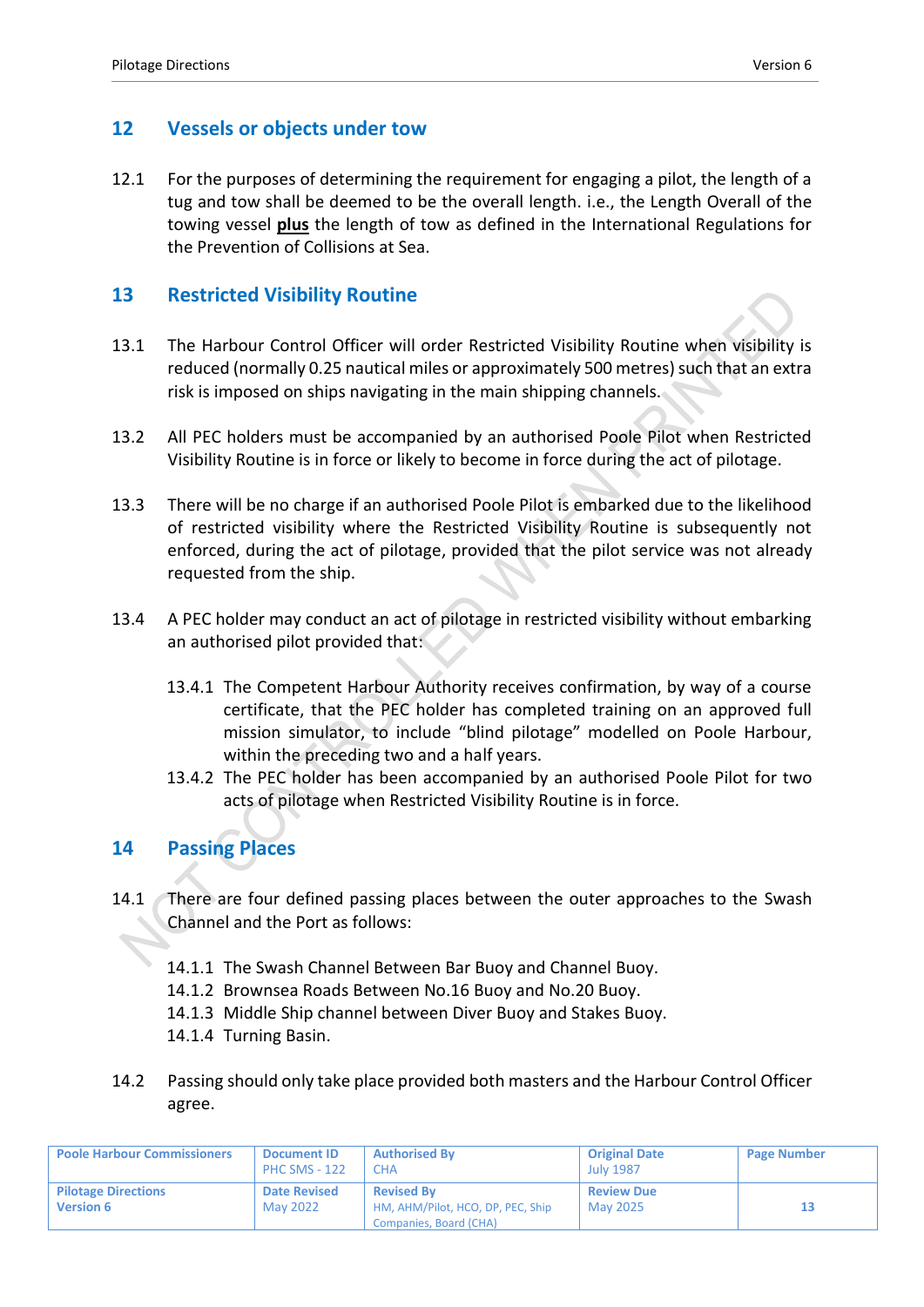## 12 Vessels or objects under tow

12.1 For the purposes of determining the requirement for engaging a pilot, the length of a tug and tow shall be deemed to be the overall length. i.e., the Length Overall of the towing vessel **plus** the length of tow as defined in the International Regulations for the Prevention of Collisions at Sea.

## 13 Restricted Visibility Routine

13.1 The Harbour Control Officer will order Restricted Visibility Routine when visibility is reduced (normally 0.25 nautical miles or approximately 500 metres) such that an extra risk is imposed on ships navigating in the main shipping channels.

13.2 All PEC holders must be accompanied by an authorised Poole Pilot when Restricted Visibility Routine is in force or likely to become in force during the act of pilotage.

13.3 There will be no charge if an authorised Poole Pilot is embarked due to the likelihood of restricted visibility where the Restricted Visibility Routine is subsequently not enforced, during the act of pilotage, provided that the pilot service was not already requested from the ship.

13.4 A PEC holder may conduct an act of pilotage in restricted visibility without embarking an authorised pilot provided that:

13.4.1 The Competent Harbour Authority receives confirmation, by way of a course certificate, that the PEC holder has completed training on an approved full mission simulator, to include "blind pilotage" modelled on Poole Harbour, within the preceding two and a half years.

13.4.2 The PEC holder has been accompanied by an authorised Poole Pilot for two acts of pilotage when Restricted Visibility Routine is in force.

## 14 Passing Places

14.1 There are four defined passing places between the outer approaches to the Swash Channel and the Port as follows:

14.1.1 The Swash Channel Between Bar Buoy and Channel Buoy.
14.1.2 Brownsea Roads Between No.16 Buoy and No.20 Buoy.
14.1.3 Middle Ship channel between Diver Buoy and Stakes Buoy.
14.1.4 Turning Basin.

14.2 Passing should only take place provided both masters and the Harbour Control Officer agree.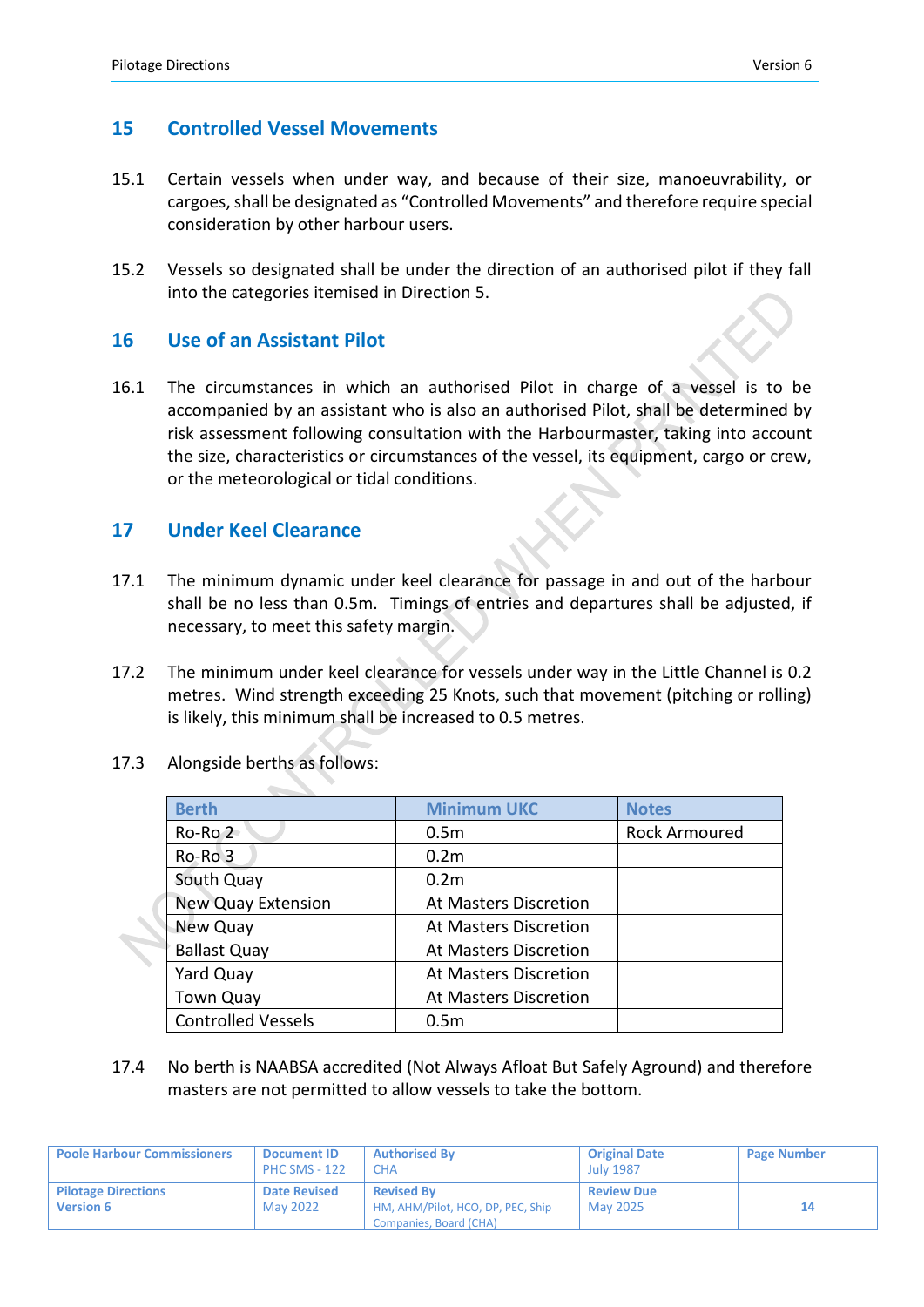## 15 Controlled Vessel Movements

15.1 Certain vessels when under way, and because of their size, manoeuvrability, or cargoes, shall be designated as "Controlled Movements" and therefore require special consideration by other harbour users.

15.2 Vessels so designated shall be under the direction of an authorised pilot if they fall into the categories itemised in Direction 5.

## 16 Use of an Assistant Pilot

16.1 The circumstances in which an authorised Pilot in charge of a vessel is to be accompanied by an assistant who is also an authorised Pilot, shall be determined by risk assessment following consultation with the Harbourmaster, taking into account the size, characteristics or circumstances of the vessel, its equipment, cargo or crew, or the meteorological or tidal conditions.

## 17 Under Keel Clearance

17.1 The minimum dynamic under keel clearance for passage in and out of the harbour shall be no less than 0.5m. Timings of entries and departures shall be adjusted, if necessary, to meet this safety margin.

17.2 The minimum under keel clearance for vessels under way in the Little Channel is 0.2 metres. Wind strength exceeding 25 Knots, such that movement (pitching or rolling) is likely, this minimum shall be increased to 0.5 metres.

17.3 Alongside berths as follows:

| Berth | Minimum UKC | Notes |
|---|---|---|
| Ro-Ro 2 | 0.5m | Rock Armoured |
| Ro-Ro 3 | 0.2m | |
| South Quay | 0.2m | |
| New Quay Extension | At Masters Discretion | |
| New Quay | At Masters Discretion | |
| Ballast Quay | At Masters Discretion | |
| Yard Quay | At Masters Discretion | |
| Town Quay | At Masters Discretion | |
| Controlled Vessels | 0.5m | |

17.4 No berth is NAABSA accredited (Not Always Afloat But Safely Aground) and therefore masters are not permitted to allow vessels to take the bottom.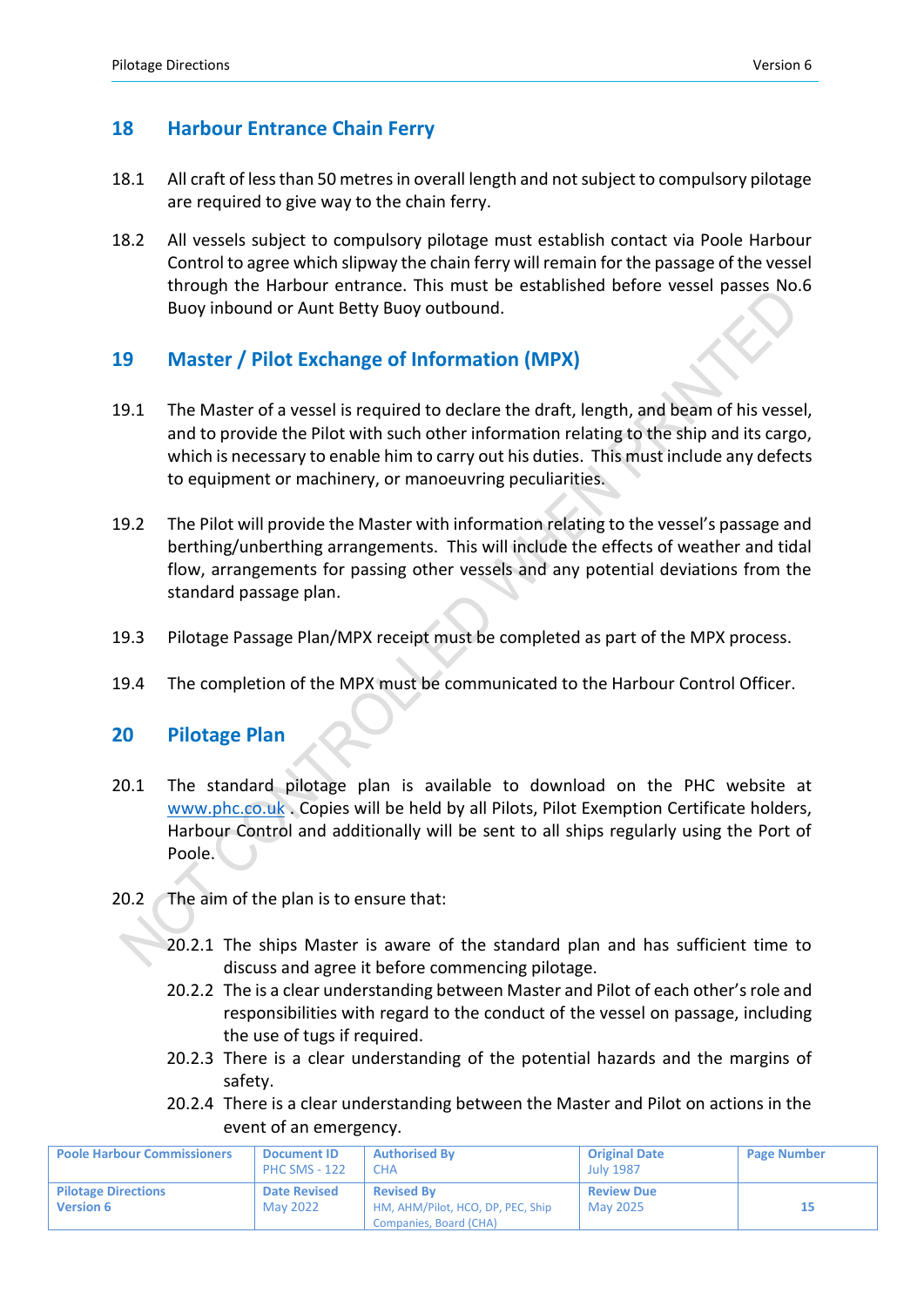## 18 Harbour Entrance Chain Ferry

18.1 All craft of less than 50 metres in overall length and not subject to compulsory pilotage are required to give way to the chain ferry.

18.2 All vessels subject to compulsory pilotage must establish contact via Poole Harbour Control to agree which slipway the chain ferry will remain for the passage of the vessel through the Harbour entrance. This must be established before vessel passes No.6 Buoy inbound or Aunt Betty Buoy outbound.

## 19 Master / Pilot Exchange of Information (MPX)

19.1 The Master of a vessel is required to declare the draft, length, and beam of his vessel, and to provide the Pilot with such other information relating to the ship and its cargo, which is necessary to enable him to carry out his duties. This must include any defects to equipment or machinery, or manoeuvring peculiarities.

19.2 The Pilot will provide the Master with information relating to the vessel's passage and berthing/unberthing arrangements. This will include the effects of weather and tidal flow, arrangements for passing other vessels and any potential deviations from the standard passage plan.

19.3 Pilotage Passage Plan/MPX receipt must be completed as part of the MPX process.

19.4 The completion of the MPX must be communicated to the Harbour Control Officer.

## 20 Pilotage Plan

20.1 The standard pilotage plan is available to download on the PHC website at www.phc.co.uk . Copies will be held by all Pilots, Pilot Exemption Certificate holders, Harbour Control and additionally will be sent to all ships regularly using the Port of Poole.

20.2 The aim of the plan is to ensure that:

- 20.2.1 The ships Master is aware of the standard plan and has sufficient time to discuss and agree it before commencing pilotage.
- 20.2.2 The is a clear understanding between Master and Pilot of each other's role and responsibilities with regard to the conduct of the vessel on passage, including the use of tugs if required.
- 20.2.3 There is a clear understanding of the potential hazards and the margins of safety.
- 20.2.4 There is a clear understanding between the Master and Pilot on actions in the event of an emergency.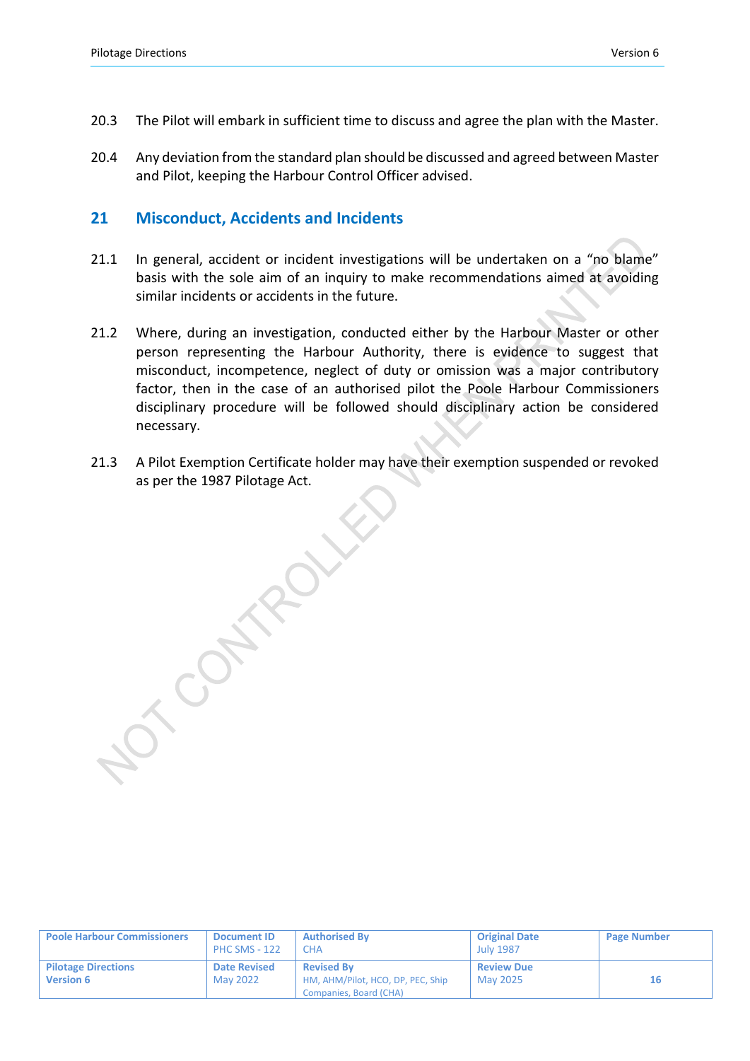20.3 The Pilot will embark in sufficient time to discuss and agree the plan with the Master.

20.4 Any deviation from the standard plan should be discussed and agreed between Master and Pilot, keeping the Harbour Control Officer advised.

## 21 Misconduct, Accidents and Incidents

21.1 In general, accident or incident investigations will be undertaken on a "no blame" basis with the sole aim of an inquiry to make recommendations aimed at avoiding similar incidents or accidents in the future.

21.2 Where, during an investigation, conducted either by the Harbour Master or other person representing the Harbour Authority, there is evidence to suggest that misconduct, incompetence, neglect of duty or omission was a major contributory factor, then in the case of an authorised pilot the Poole Harbour Commissioners disciplinary procedure will be followed should disciplinary action be considered necessary.

21.3 A Pilot Exemption Certificate holder may have their exemption suspended or revoked as per the 1987 Pilotage Act.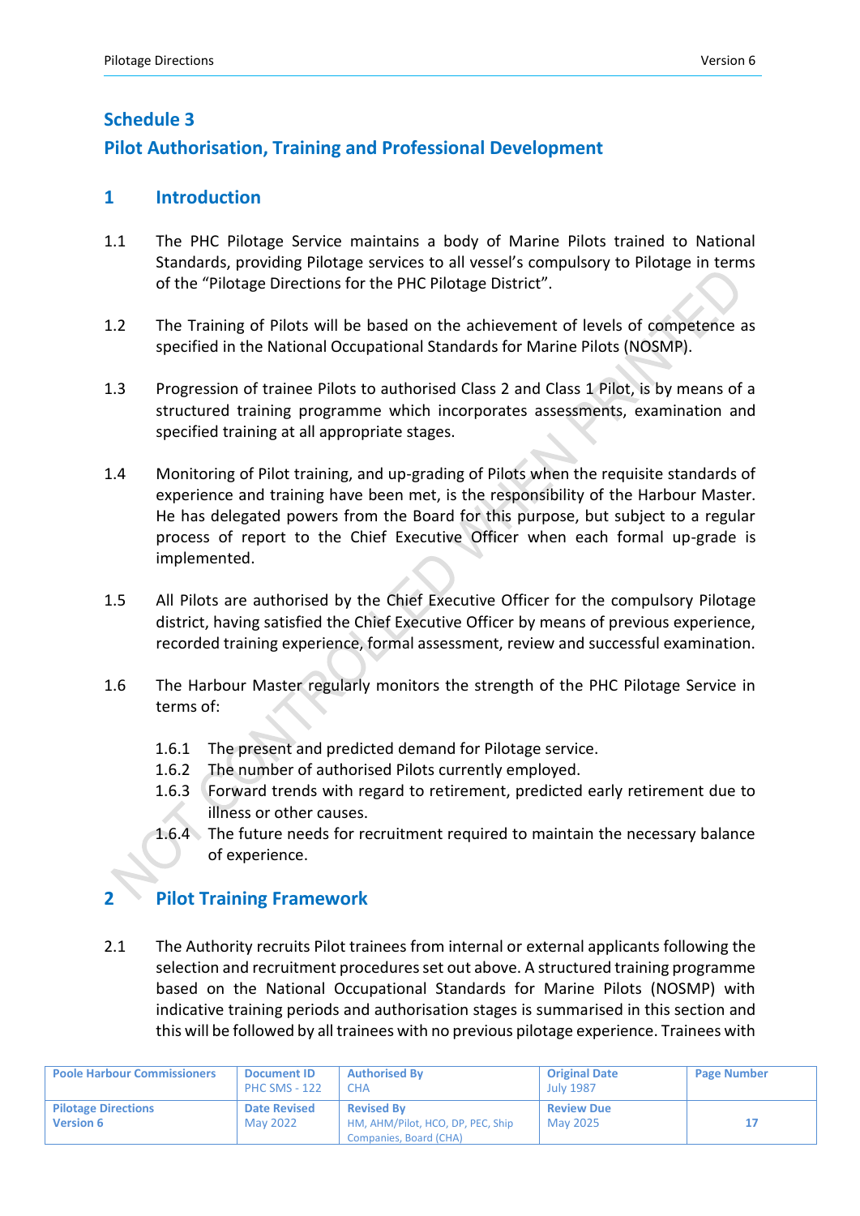## Schedule 3

## Pilot Authorisation, Training and Professional Development

### 1 Introduction

1.1 The PHC Pilotage Service maintains a body of Marine Pilots trained to National Standards, providing Pilotage services to all vessel's compulsory to Pilotage in terms of the "Pilotage Directions for the PHC Pilotage District".

1.2 The Training of Pilots will be based on the achievement of levels of competence as specified in the National Occupational Standards for Marine Pilots (NOSMP).

1.3 Progression of trainee Pilots to authorised Class 2 and Class 1 Pilot, is by means of a structured training programme which incorporates assessments, examination and specified training at all appropriate stages.

1.4 Monitoring of Pilot training, and up-grading of Pilots when the requisite standards of experience and training have been met, is the responsibility of the Harbour Master. He has delegated powers from the Board for this purpose, but subject to a regular process of report to the Chief Executive Officer when each formal up-grade is implemented.

1.5 All Pilots are authorised by the Chief Executive Officer for the compulsory Pilotage district, having satisfied the Chief Executive Officer by means of previous experience, recorded training experience, formal assessment, review and successful examination.

1.6 The Harbour Master regularly monitors the strength of the PHC Pilotage Service in terms of:

- 1.6.1 The present and predicted demand for Pilotage service.
- 1.6.2 The number of authorised Pilots currently employed.
- 1.6.3 Forward trends with regard to retirement, predicted early retirement due to illness or other causes.
- 1.6.4 The future needs for recruitment required to maintain the necessary balance of experience.

### 2 Pilot Training Framework

2.1 The Authority recruits Pilot trainees from internal or external applicants following the selection and recruitment procedures set out above. A structured training programme based on the National Occupational Standards for Marine Pilots (NOSMP) with indicative training periods and authorisation stages is summarised in this section and this will be followed by all trainees with no previous pilotage experience. Trainees with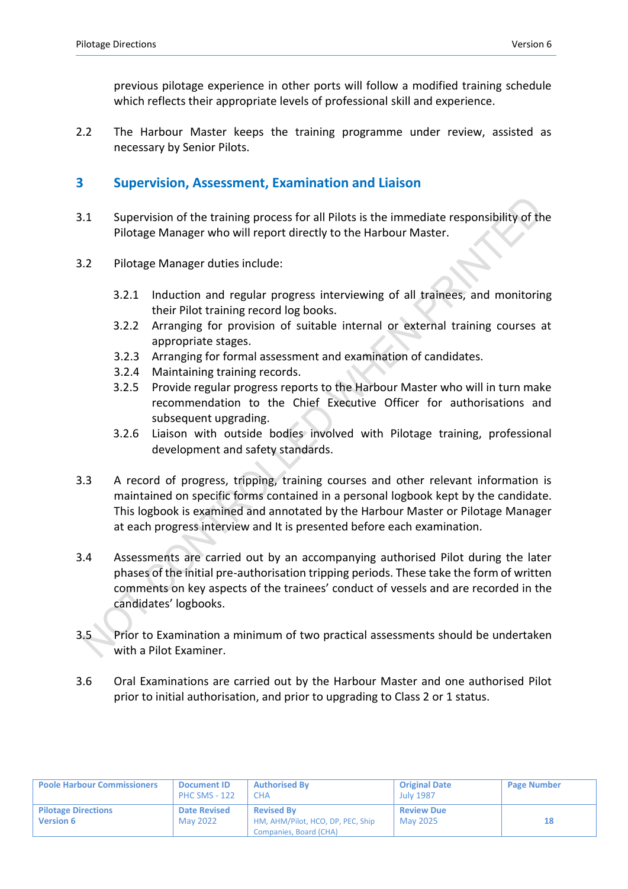previous pilotage experience in other ports will follow a modified training schedule which reflects their appropriate levels of professional skill and experience.

2.2 The Harbour Master keeps the training programme under review, assisted as necessary by Senior Pilots.

## 3 Supervision, Assessment, Examination and Liaison

3.1 Supervision of the training process for all Pilots is the immediate responsibility of the Pilotage Manager who will report directly to the Harbour Master.

3.2 Pilotage Manager duties include:

- 3.2.1 Induction and regular progress interviewing of all trainees, and monitoring their Pilot training record log books.
- 3.2.2 Arranging for provision of suitable internal or external training courses at appropriate stages.
- 3.2.3 Arranging for formal assessment and examination of candidates.
- 3.2.4 Maintaining training records.
- 3.2.5 Provide regular progress reports to the Harbour Master who will in turn make recommendation to the Chief Executive Officer for authorisations and subsequent upgrading.
- 3.2.6 Liaison with outside bodies involved with Pilotage training, professional development and safety standards.

3.3 A record of progress, tripping, training courses and other relevant information is maintained on specific forms contained in a personal logbook kept by the candidate. This logbook is examined and annotated by the Harbour Master or Pilotage Manager at each progress interview and It is presented before each examination.

3.4 Assessments are carried out by an accompanying authorised Pilot during the later phases of the initial pre-authorisation tripping periods. These take the form of written comments on key aspects of the trainees' conduct of vessels and are recorded in the candidates' logbooks.

3.5 Prior to Examination a minimum of two practical assessments should be undertaken with a Pilot Examiner.

3.6 Oral Examinations are carried out by the Harbour Master and one authorised Pilot prior to initial authorisation, and prior to upgrading to Class 2 or 1 status.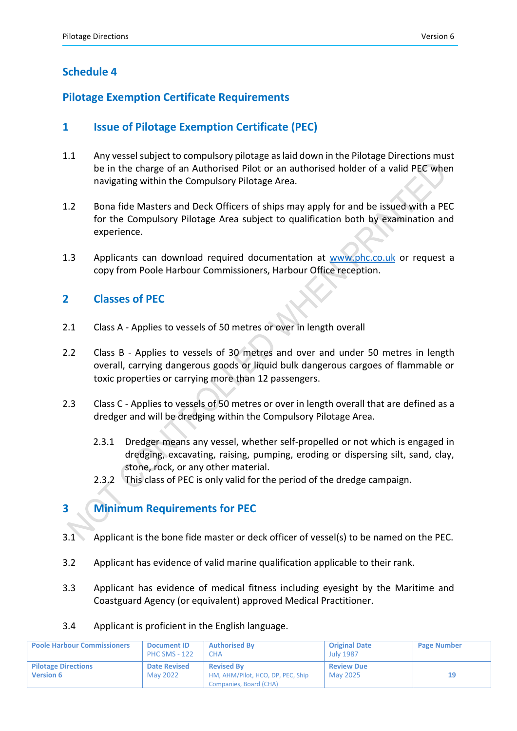# Schedule 4

## Pilotage Exemption Certificate Requirements

### 1 Issue of Pilotage Exemption Certificate (PEC)

1.1 Any vessel subject to compulsory pilotage as laid down in the Pilotage Directions must be in the charge of an Authorised Pilot or an authorised holder of a valid PEC when navigating within the Compulsory Pilotage Area.

1.2 Bona fide Masters and Deck Officers of ships may apply for and be issued with a PEC for the Compulsory Pilotage Area subject to qualification both by examination and experience.

1.3 Applicants can download required documentation at www.phc.co.uk or request a copy from Poole Harbour Commissioners, Harbour Office reception.

### 2 Classes of PEC

2.1 Class A - Applies to vessels of 50 metres or over in length overall

2.2 Class B - Applies to vessels of 30 metres and over and under 50 metres in length overall, carrying dangerous goods or liquid bulk dangerous cargoes of flammable or toxic properties or carrying more than 12 passengers.

2.3 Class C - Applies to vessels of 50 metres or over in length overall that are defined as a dredger and will be dredging within the Compulsory Pilotage Area.

2.3.1 Dredger means any vessel, whether self-propelled or not which is engaged in dredging, excavating, raising, pumping, eroding or dispersing silt, sand, clay, stone, rock, or any other material.

2.3.2 This class of PEC is only valid for the period of the dredge campaign.

### 3 Minimum Requirements for PEC

3.1 Applicant is the bone fide master or deck officer of vessel(s) to be named on the PEC.

3.2 Applicant has evidence of valid marine qualification applicable to their rank.

3.3 Applicant has evidence of medical fitness including eyesight by the Maritime and Coastguard Agency (or equivalent) approved Medical Practitioner.

3.4 Applicant is proficient in the English language.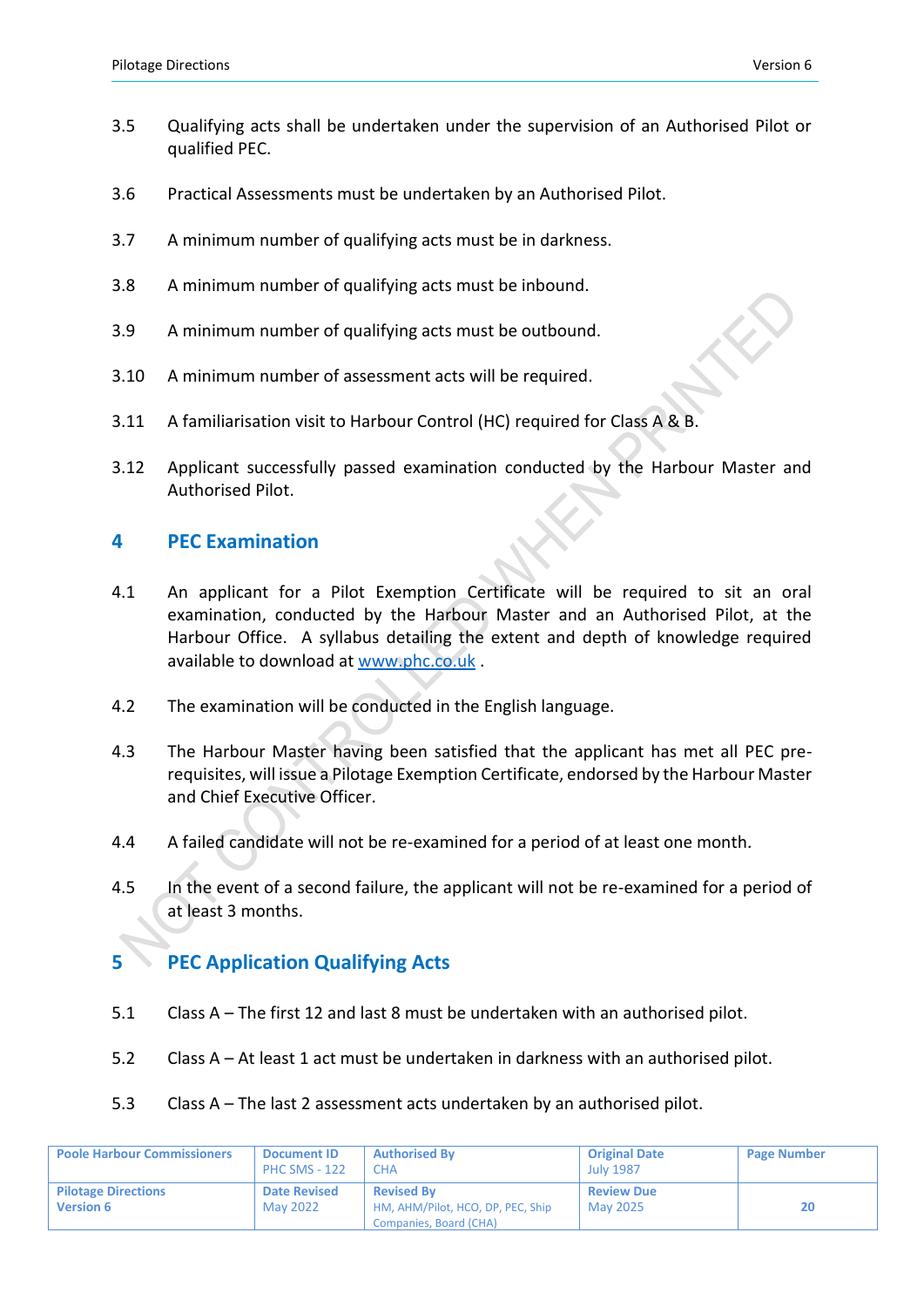3.5 Qualifying acts shall be undertaken under the supervision of an Authorised Pilot or qualified PEC.

3.6 Practical Assessments must be undertaken by an Authorised Pilot.

3.7 A minimum number of qualifying acts must be in darkness.

3.8 A minimum number of qualifying acts must be inbound.

3.9 A minimum number of qualifying acts must be outbound.

3.10 A minimum number of assessment acts will be required.

3.11 A familiarisation visit to Harbour Control (HC) required for Class A & B.

3.12 Applicant successfully passed examination conducted by the Harbour Master and Authorised Pilot.

## 4 PEC Examination

4.1 An applicant for a Pilot Exemption Certificate will be required to sit an oral examination, conducted by the Harbour Master and an Authorised Pilot, at the Harbour Office. A syllabus detailing the extent and depth of knowledge required available to download at www.phc.co.uk .

4.2 The examination will be conducted in the English language.

4.3 The Harbour Master having been satisfied that the applicant has met all PEC pre-requisites, will issue a Pilotage Exemption Certificate, endorsed by the Harbour Master and Chief Executive Officer.

4.4 A failed candidate will not be re-examined for a period of at least one month.

4.5 In the event of a second failure, the applicant will not be re-examined for a period of at least 3 months.

## 5 PEC Application Qualifying Acts

5.1 Class A – The first 12 and last 8 must be undertaken with an authorised pilot.

5.2 Class A – At least 1 act must be undertaken in darkness with an authorised pilot.

5.3 Class A – The last 2 assessment acts undertaken by an authorised pilot.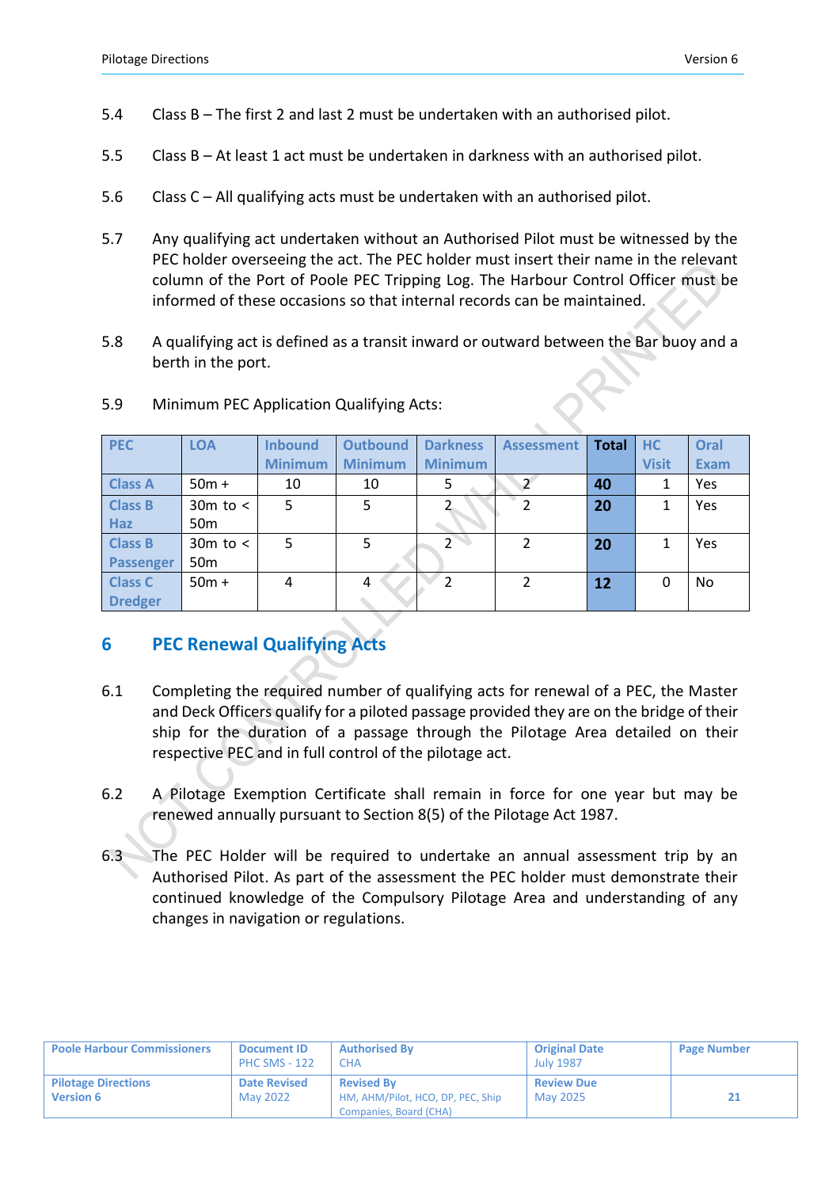5.4 Class B – The first 2 and last 2 must be undertaken with an authorised pilot.

5.5 Class B – At least 1 act must be undertaken in darkness with an authorised pilot.

5.6 Class C – All qualifying acts must be undertaken with an authorised pilot.

5.7 Any qualifying act undertaken without an Authorised Pilot must be witnessed by the PEC holder overseeing the act. The PEC holder must insert their name in the relevant column of the Port of Poole PEC Tripping Log. The Harbour Control Officer must be informed of these occasions so that internal records can be maintained.

5.8 A qualifying act is defined as a transit inward or outward between the Bar buoy and a berth in the port.

5.9 Minimum PEC Application Qualifying Acts:

| PEC | LOA | Inbound Minimum | Outbound Minimum | Darkness Minimum | Assessment | Total | HC Visit | Oral Exam |
|---|---|---|---|---|---|---|---|---|
| Class A | 50m + | 10 | 10 | 5 | 2 | **40** | 1 | Yes |
| Class B Haz | 30m to < 50m | 5 | 5 | 2 | 2 | **20** | 1 | Yes |
| Class B Passenger | 30m to < 50m | 5 | 5 | 2 | 2 | **20** | 1 | Yes |
| Class C Dredger | 50m + | 4 | 4 | 2 | 2 | **12** | 0 | No |

## 6 PEC Renewal Qualifying Acts

6.1 Completing the required number of qualifying acts for renewal of a PEC, the Master and Deck Officers qualify for a piloted passage provided they are on the bridge of their ship for the duration of a passage through the Pilotage Area detailed on their respective PEC and in full control of the pilotage act.

6.2 A Pilotage Exemption Certificate shall remain in force for one year but may be renewed annually pursuant to Section 8(5) of the Pilotage Act 1987.

6.3 The PEC Holder will be required to undertake an annual assessment trip by an Authorised Pilot. As part of the assessment the PEC holder must demonstrate their continued knowledge of the Compulsory Pilotage Area and understanding of any changes in navigation or regulations.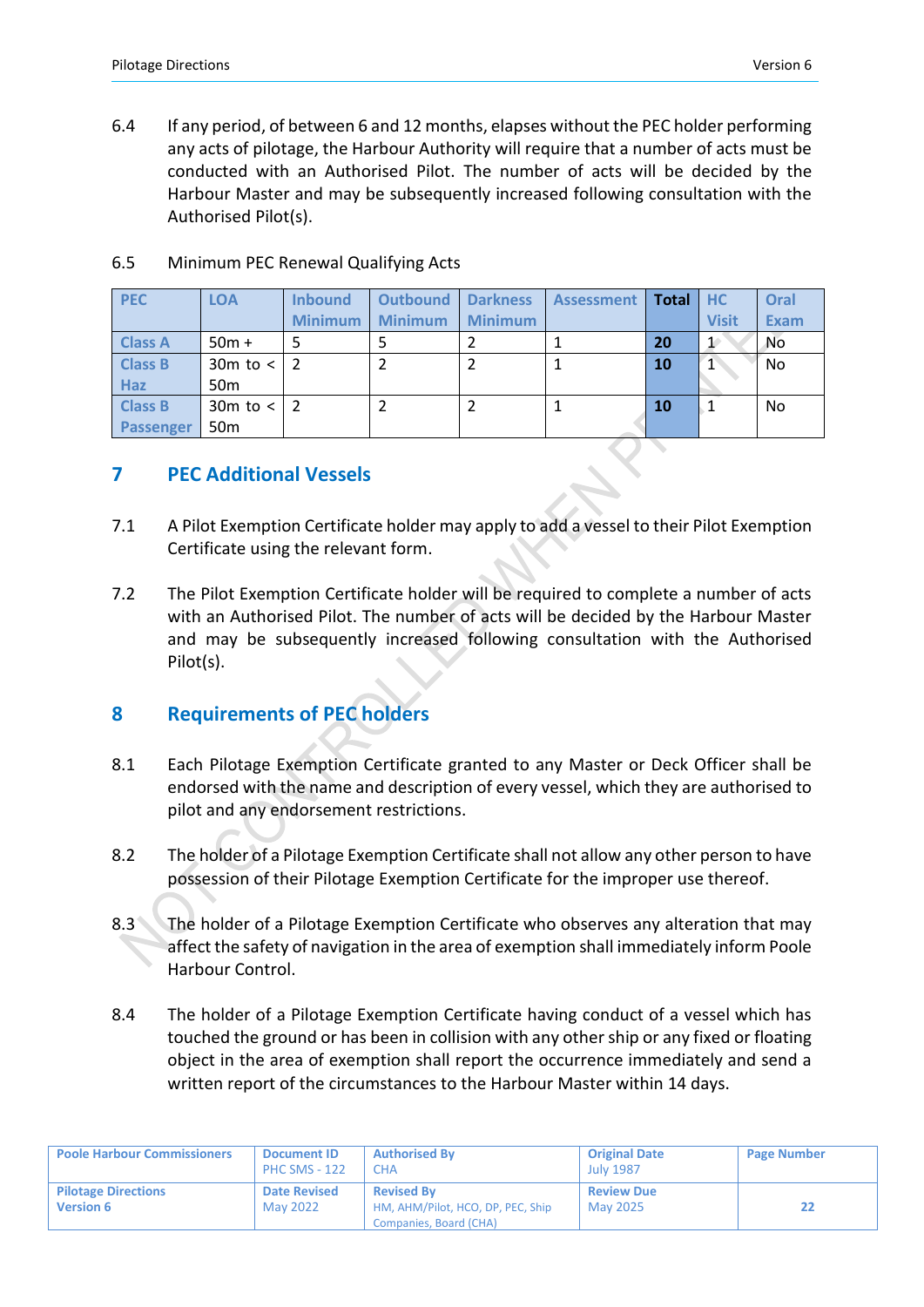6.4 If any period, of between 6 and 12 months, elapses without the PEC holder performing any acts of pilotage, the Harbour Authority will require that a number of acts must be conducted with an Authorised Pilot. The number of acts will be decided by the Harbour Master and may be subsequently increased following consultation with the Authorised Pilot(s).

6.5 Minimum PEC Renewal Qualifying Acts

| PEC | LOA | Inbound Minimum | Outbound Minimum | Darkness Minimum | Assessment | Total | HC Visit | Oral Exam |
|---|---|---|---|---|---|---|---|---|
| Class A | 50m + | 5 | 5 | 2 | 1 | **20** | 1 | No |
| Class B Haz | 30m to < 50m | 2 | 2 | 2 | 1 | **10** | 1 | No |
| Class B Passenger | 30m to < 50m | 2 | 2 | 2 | 1 | **10** | 1 | No |

## 7 PEC Additional Vessels

7.1 A Pilot Exemption Certificate holder may apply to add a vessel to their Pilot Exemption Certificate using the relevant form.

7.2 The Pilot Exemption Certificate holder will be required to complete a number of acts with an Authorised Pilot. The number of acts will be decided by the Harbour Master and may be subsequently increased following consultation with the Authorised Pilot(s).

## 8 Requirements of PEC holders

8.1 Each Pilotage Exemption Certificate granted to any Master or Deck Officer shall be endorsed with the name and description of every vessel, which they are authorised to pilot and any endorsement restrictions.

8.2 The holder of a Pilotage Exemption Certificate shall not allow any other person to have possession of their Pilotage Exemption Certificate for the improper use thereof.

8.3 The holder of a Pilotage Exemption Certificate who observes any alteration that may affect the safety of navigation in the area of exemption shall immediately inform Poole Harbour Control.

8.4 The holder of a Pilotage Exemption Certificate having conduct of a vessel which has touched the ground or has been in collision with any other ship or any fixed or floating object in the area of exemption shall report the occurrence immediately and send a written report of the circumstances to the Harbour Master within 14 days.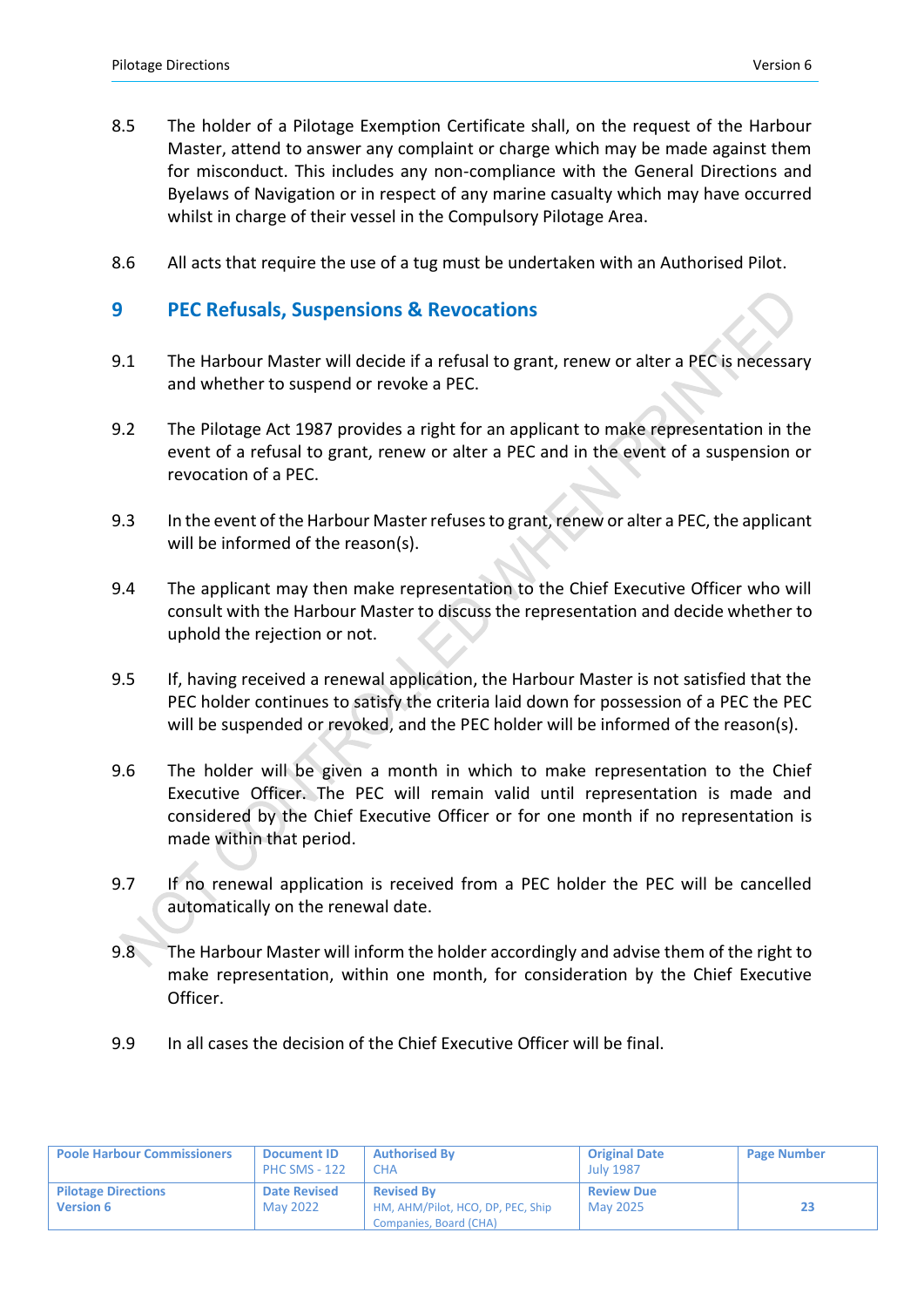8.5 The holder of a Pilotage Exemption Certificate shall, on the request of the Harbour Master, attend to answer any complaint or charge which may be made against them for misconduct. This includes any non-compliance with the General Directions and Byelaws of Navigation or in respect of any marine casualty which may have occurred whilst in charge of their vessel in the Compulsory Pilotage Area.

8.6 All acts that require the use of a tug must be undertaken with an Authorised Pilot.

## 9 PEC Refusals, Suspensions & Revocations

9.1 The Harbour Master will decide if a refusal to grant, renew or alter a PEC is necessary and whether to suspend or revoke a PEC.

9.2 The Pilotage Act 1987 provides a right for an applicant to make representation in the event of a refusal to grant, renew or alter a PEC and in the event of a suspension or revocation of a PEC.

9.3 In the event of the Harbour Master refuses to grant, renew or alter a PEC, the applicant will be informed of the reason(s).

9.4 The applicant may then make representation to the Chief Executive Officer who will consult with the Harbour Master to discuss the representation and decide whether to uphold the rejection or not.

9.5 If, having received a renewal application, the Harbour Master is not satisfied that the PEC holder continues to satisfy the criteria laid down for possession of a PEC the PEC will be suspended or revoked, and the PEC holder will be informed of the reason(s).

9.6 The holder will be given a month in which to make representation to the Chief Executive Officer. The PEC will remain valid until representation is made and considered by the Chief Executive Officer or for one month if no representation is made within that period.

9.7 If no renewal application is received from a PEC holder the PEC will be cancelled automatically on the renewal date.

9.8 The Harbour Master will inform the holder accordingly and advise them of the right to make representation, within one month, for consideration by the Chief Executive Officer.

9.9 In all cases the decision of the Chief Executive Officer will be final.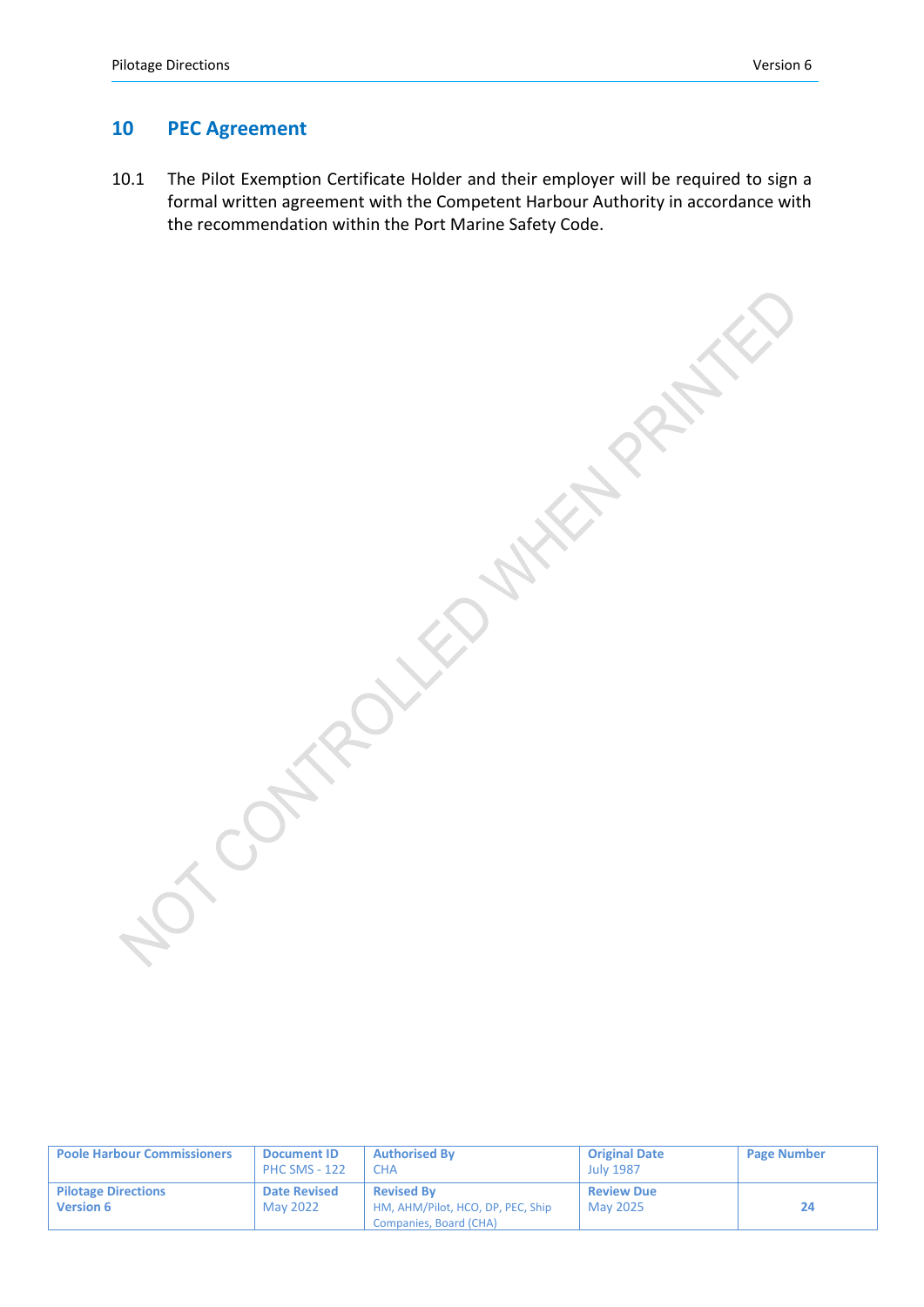## 10 PEC Agreement

10.1 The Pilot Exemption Certificate Holder and their employer will be required to sign a formal written agreement with the Competent Harbour Authority in accordance with the recommendation within the Port Marine Safety Code.